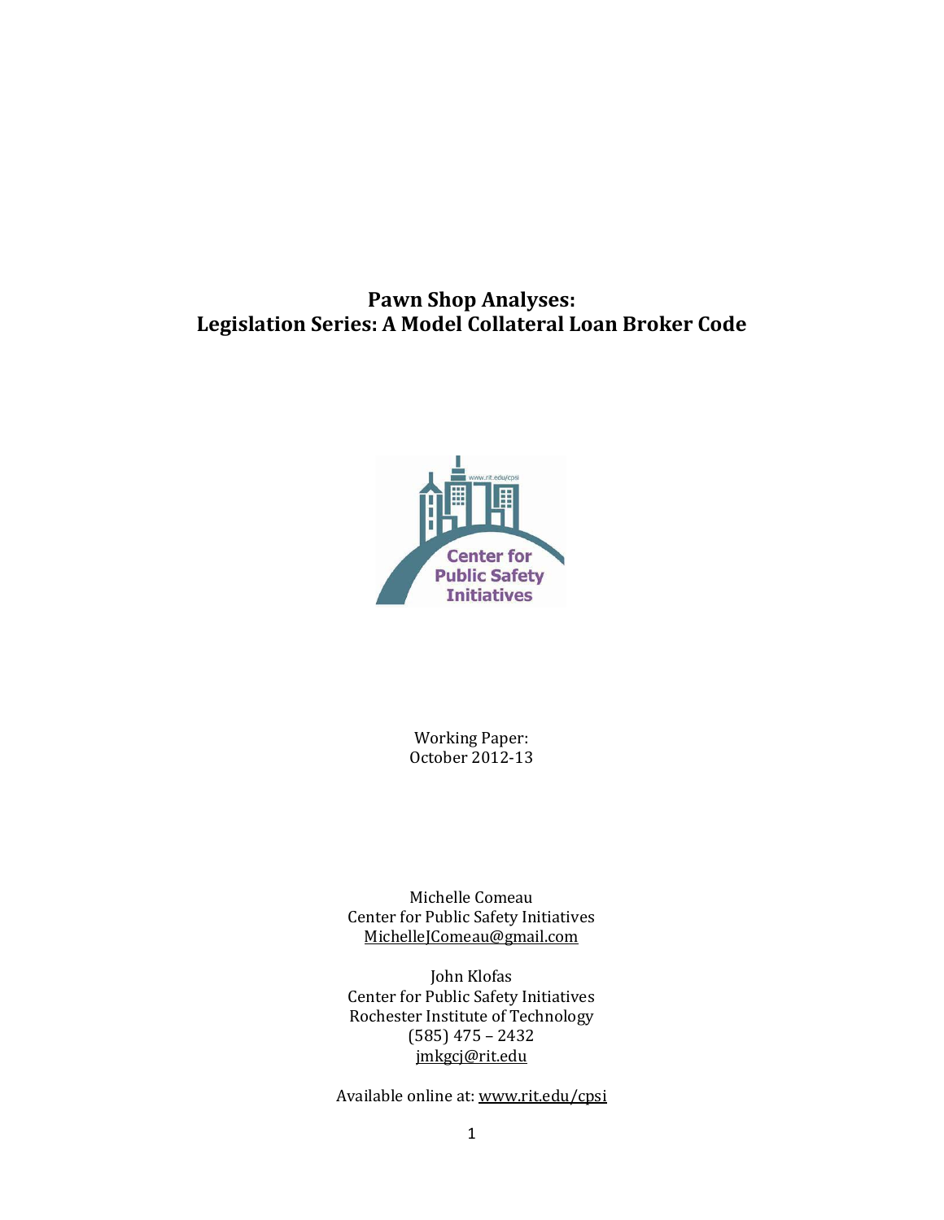# Pawn Shop Analyses:
# Legislation Series: A Model Collateral Loan Broker Code

Working Paper:
October 2012-13

Michelle Comeau
Center for Public Safety Initiatives
MichelleJComeau@gmail.com

John Klofas
Center for Public Safety Initiatives
Rochester Institute of Technology
(585) 475 – 2432
jmkgcj@rit.edu

Available online at: www.rit.edu/cpsi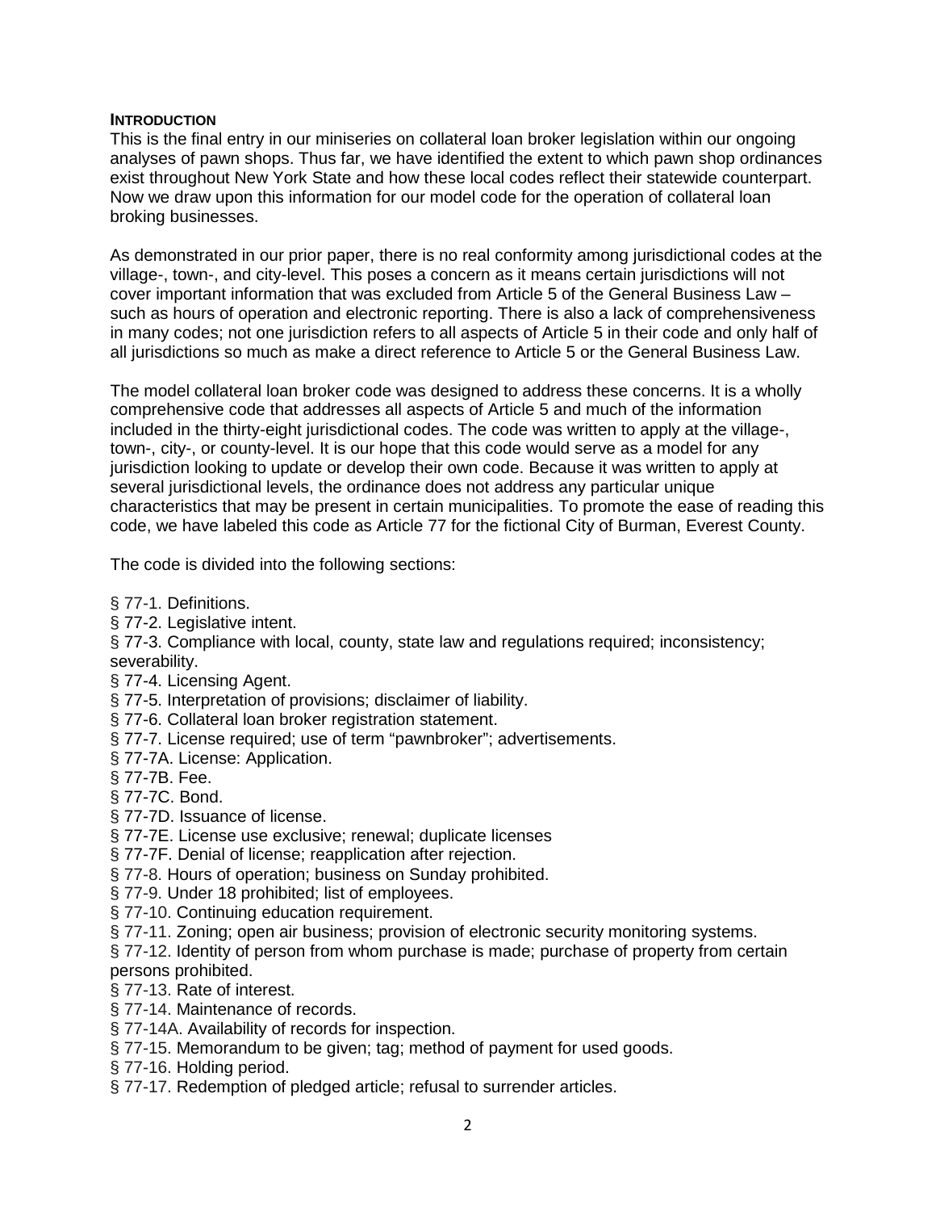## INTRODUCTION

This is the final entry in our miniseries on collateral loan broker legislation within our ongoing analyses of pawn shops. Thus far, we have identified the extent to which pawn shop ordinances exist throughout New York State and how these local codes reflect their statewide counterpart. Now we draw upon this information for our model code for the operation of collateral loan broking businesses.

As demonstrated in our prior paper, there is no real conformity among jurisdictional codes at the village-, town-, and city-level. This poses a concern as it means certain jurisdictions will not cover important information that was excluded from Article 5 of the General Business Law – such as hours of operation and electronic reporting. There is also a lack of comprehensiveness in many codes; not one jurisdiction refers to all aspects of Article 5 in their code and only half of all jurisdictions so much as make a direct reference to Article 5 or the General Business Law.

The model collateral loan broker code was designed to address these concerns. It is a wholly comprehensive code that addresses all aspects of Article 5 and much of the information included in the thirty-eight jurisdictional codes. The code was written to apply at the village-, town-, city-, or county-level. It is our hope that this code would serve as a model for any jurisdiction looking to update or develop their own code. Because it was written to apply at several jurisdictional levels, the ordinance does not address any particular unique characteristics that may be present in certain municipalities. To promote the ease of reading this code, we have labeled this code as Article 77 for the fictional City of Burman, Everest County.

The code is divided into the following sections:

§ 77-1. Definitions.
§ 77-2. Legislative intent.
§ 77-3. Compliance with local, county, state law and regulations required; inconsistency; severability.
§ 77-4. Licensing Agent.
§ 77-5. Interpretation of provisions; disclaimer of liability.
§ 77-6. Collateral loan broker registration statement.
§ 77-7. License required; use of term "pawnbroker"; advertisements.
§ 77-7A. License: Application.
§ 77-7B. Fee.
§ 77-7C. Bond.
§ 77-7D. Issuance of license.
§ 77-7E. License use exclusive; renewal; duplicate licenses
§ 77-7F. Denial of license; reapplication after rejection.
§ 77-8. Hours of operation; business on Sunday prohibited.
§ 77-9. Under 18 prohibited; list of employees.
§ 77-10. Continuing education requirement.
§ 77-11. Zoning; open air business; provision of electronic security monitoring systems.
§ 77-12. Identity of person from whom purchase is made; purchase of property from certain persons prohibited.
§ 77-13. Rate of interest.
§ 77-14. Maintenance of records.
§ 77-14A. Availability of records for inspection.
§ 77-15. Memorandum to be given; tag; method of payment for used goods.
§ 77-16. Holding period.
§ 77-17. Redemption of pledged article; refusal to surrender articles.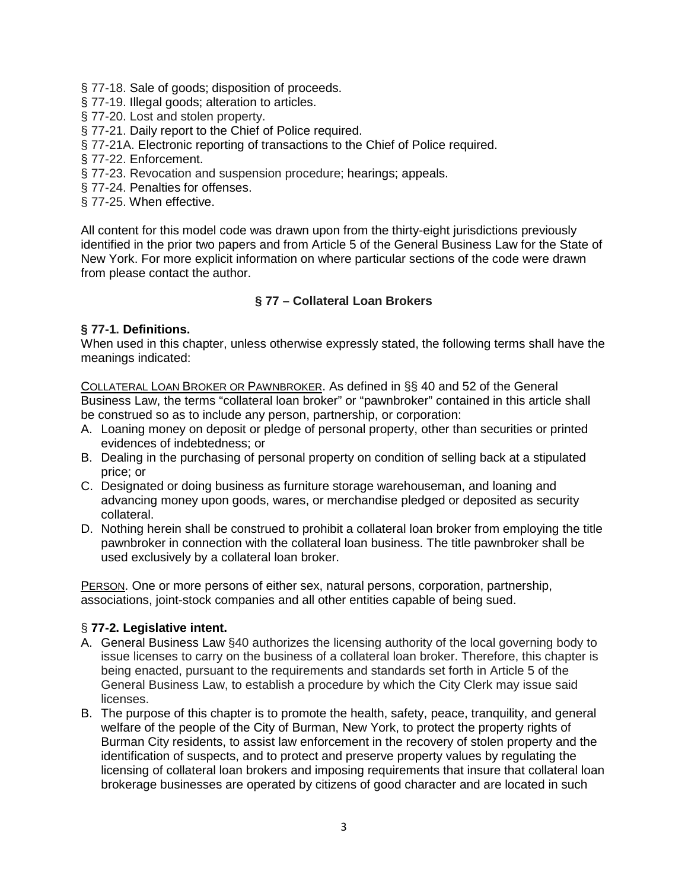§ 77-18. Sale of goods; disposition of proceeds.
§ 77-19. Illegal goods; alteration to articles.
§ 77-20. Lost and stolen property.
§ 77-21. Daily report to the Chief of Police required.
§ 77-21A. Electronic reporting of transactions to the Chief of Police required.
§ 77-22. Enforcement.
§ 77-23. Revocation and suspension procedure; hearings; appeals.
§ 77-24. Penalties for offenses.
§ 77-25. When effective.

All content for this model code was drawn upon from the thirty-eight jurisdictions previously identified in the prior two papers and from Article 5 of the General Business Law for the State of New York. For more explicit information on where particular sections of the code were drawn from please contact the author.

## § 77 – Collateral Loan Brokers

### § 77-1. Definitions.

When used in this chapter, unless otherwise expressly stated, the following terms shall have the meanings indicated:

COLLATERAL LOAN BROKER OR PAWNBROKER. As defined in §§ 40 and 52 of the General Business Law, the terms "collateral loan broker" or "pawnbroker" contained in this article shall be construed so as to include any person, partnership, or corporation:

A. Loaning money on deposit or pledge of personal property, other than securities or printed evidences of indebtedness; or
B. Dealing in the purchasing of personal property on condition of selling back at a stipulated price; or
C. Designated or doing business as furniture storage warehouseman, and loaning and advancing money upon goods, wares, or merchandise pledged or deposited as security collateral.
D. Nothing herein shall be construed to prohibit a collateral loan broker from employing the title pawnbroker in connection with the collateral loan business. The title pawnbroker shall be used exclusively by a collateral loan broker.

PERSON. One or more persons of either sex, natural persons, corporation, partnership, associations, joint-stock companies and all other entities capable of being sued.

### § 77-2. Legislative intent.

A. General Business Law §40 authorizes the licensing authority of the local governing body to issue licenses to carry on the business of a collateral loan broker. Therefore, this chapter is being enacted, pursuant to the requirements and standards set forth in Article 5 of the General Business Law, to establish a procedure by which the City Clerk may issue said licenses.
B. The purpose of this chapter is to promote the health, safety, peace, tranquility, and general welfare of the people of the City of Burman, New York, to protect the property rights of Burman City residents, to assist law enforcement in the recovery of stolen property and the identification of suspects, and to protect and preserve property values by regulating the licensing of collateral loan brokers and imposing requirements that insure that collateral loan brokerage businesses are operated by citizens of good character and are located in such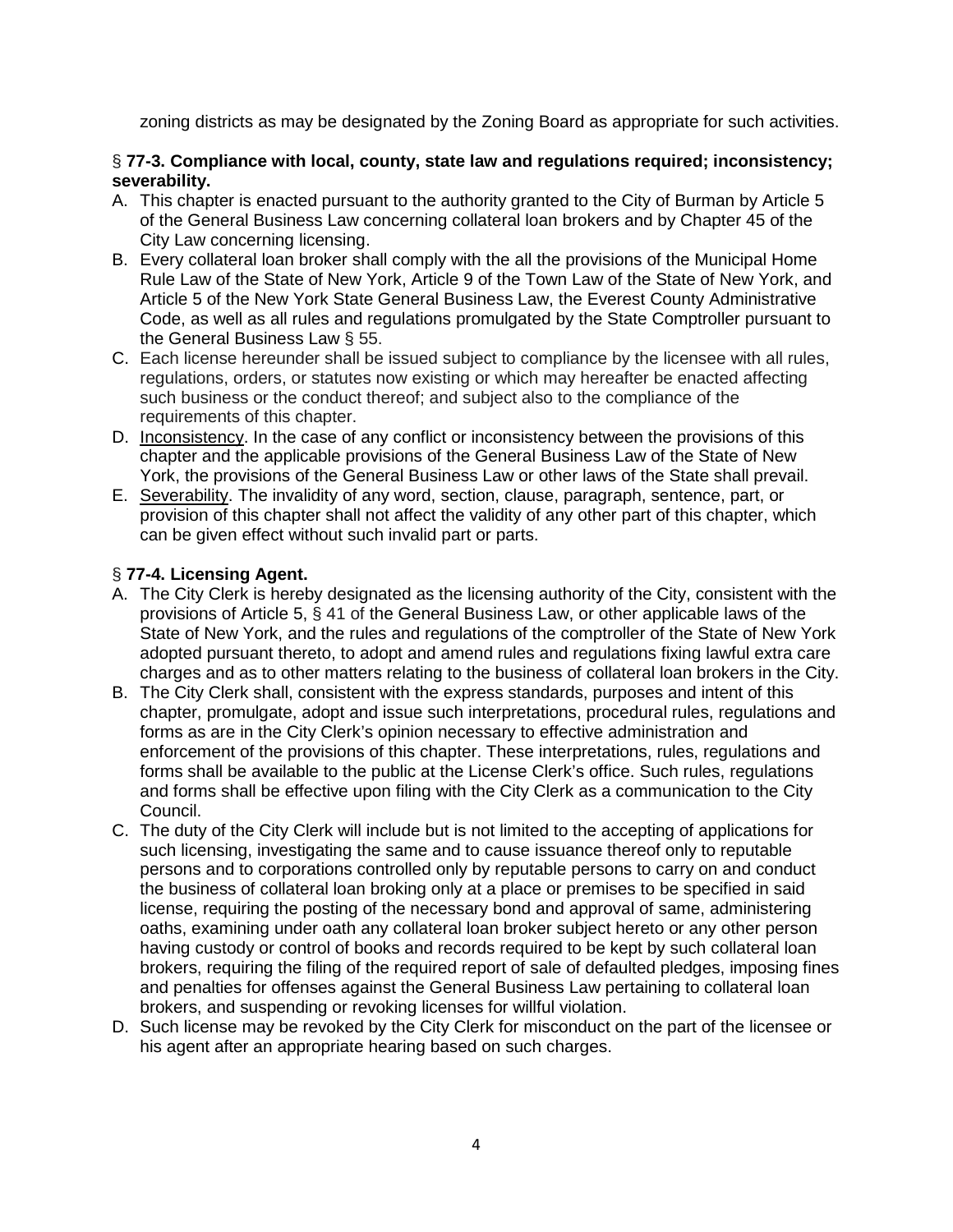zoning districts as may be designated by the Zoning Board as appropriate for such activities.

### § 77-3. Compliance with local, county, state law and regulations required; inconsistency; severability.

A. This chapter is enacted pursuant to the authority granted to the City of Burman by Article 5 of the General Business Law concerning collateral loan brokers and by Chapter 45 of the City Law concerning licensing.
B. Every collateral loan broker shall comply with the all the provisions of the Municipal Home Rule Law of the State of New York, Article 9 of the Town Law of the State of New York, and Article 5 of the New York State General Business Law, the Everest County Administrative Code, as well as all rules and regulations promulgated by the State Comptroller pursuant to the General Business Law § 55.
C. Each license hereunder shall be issued subject to compliance by the licensee with all rules, regulations, orders, or statutes now existing or which may hereafter be enacted affecting such business or the conduct thereof; and subject also to the compliance of the requirements of this chapter.
D. Inconsistency. In the case of any conflict or inconsistency between the provisions of this chapter and the applicable provisions of the General Business Law of the State of New York, the provisions of the General Business Law or other laws of the State shall prevail.
E. Severability. The invalidity of any word, section, clause, paragraph, sentence, part, or provision of this chapter shall not affect the validity of any other part of this chapter, which can be given effect without such invalid part or parts.

### § 77-4. Licensing Agent.

A. The City Clerk is hereby designated as the licensing authority of the City, consistent with the provisions of Article 5, § 41 of the General Business Law, or other applicable laws of the State of New York, and the rules and regulations of the comptroller of the State of New York adopted pursuant thereto, to adopt and amend rules and regulations fixing lawful extra care charges and as to other matters relating to the business of collateral loan brokers in the City.
B. The City Clerk shall, consistent with the express standards, purposes and intent of this chapter, promulgate, adopt and issue such interpretations, procedural rules, regulations and forms as are in the City Clerk's opinion necessary to effective administration and enforcement of the provisions of this chapter. These interpretations, rules, regulations and forms shall be available to the public at the License Clerk's office. Such rules, regulations and forms shall be effective upon filing with the City Clerk as a communication to the City Council.
C. The duty of the City Clerk will include but is not limited to the accepting of applications for such licensing, investigating the same and to cause issuance thereof only to reputable persons and to corporations controlled only by reputable persons to carry on and conduct the business of collateral loan broking only at a place or premises to be specified in said license, requiring the posting of the necessary bond and approval of same, administering oaths, examining under oath any collateral loan broker subject hereto or any other person having custody or control of books and records required to be kept by such collateral loan brokers, requiring the filing of the required report of sale of defaulted pledges, imposing fines and penalties for offenses against the General Business Law pertaining to collateral loan brokers, and suspending or revoking licenses for willful violation.
D. Such license may be revoked by the City Clerk for misconduct on the part of the licensee or his agent after an appropriate hearing based on such charges.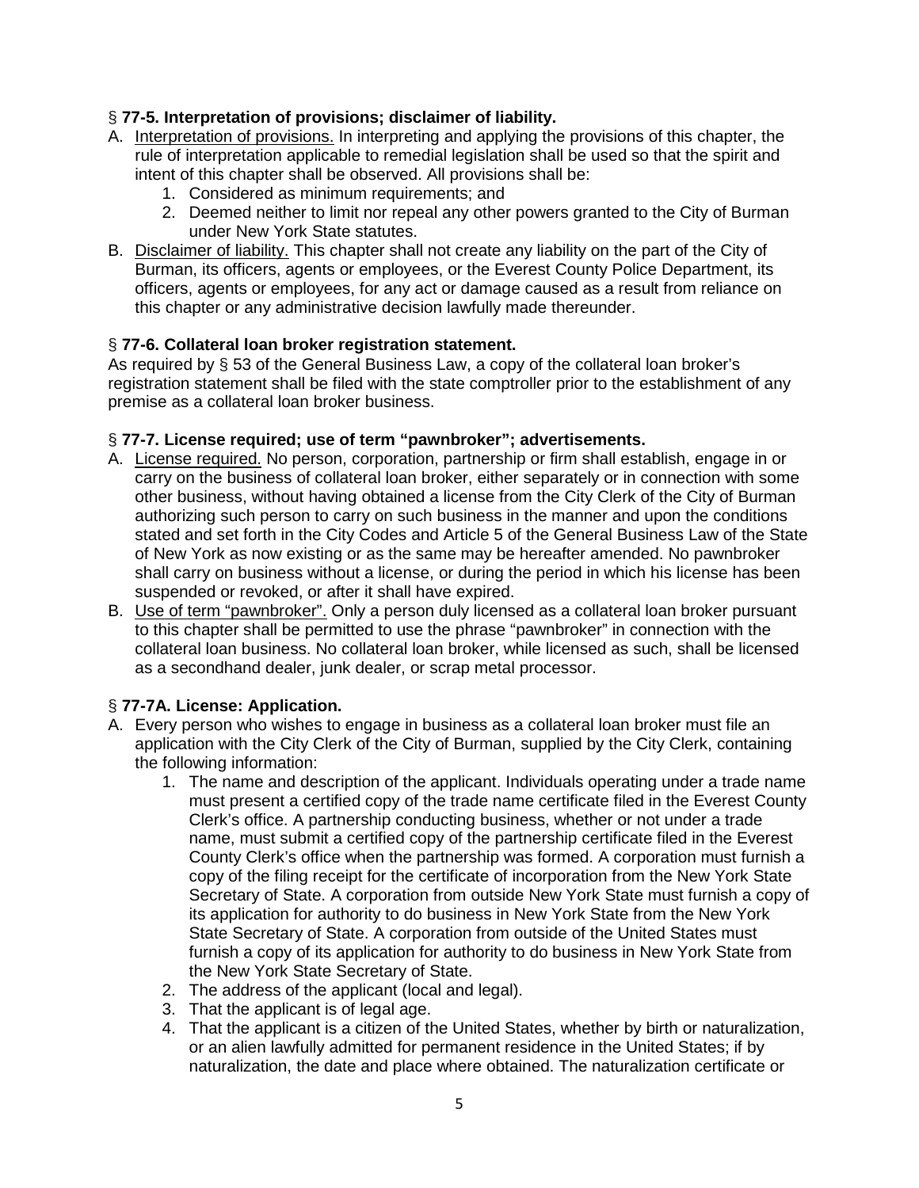### § **77-5. Interpretation of provisions; disclaimer of liability.**

A. Interpretation of provisions. In interpreting and applying the provisions of this chapter, the rule of interpretation applicable to remedial legislation shall be used so that the spirit and intent of this chapter shall be observed. All provisions shall be:
   1. Considered as minimum requirements; and
   2. Deemed neither to limit nor repeal any other powers granted to the City of Burman under New York State statutes.

B. Disclaimer of liability. This chapter shall not create any liability on the part of the City of Burman, its officers, agents or employees, or the Everest County Police Department, its officers, agents or employees, for any act or damage caused as a result from reliance on this chapter or any administrative decision lawfully made thereunder.

### § **77-6. Collateral loan broker registration statement.**

As required by § 53 of the General Business Law, a copy of the collateral loan broker's registration statement shall be filed with the state comptroller prior to the establishment of any premise as a collateral loan broker business.

### § **77-7. License required; use of term "pawnbroker"; advertisements.**

A. License required. No person, corporation, partnership or firm shall establish, engage in or carry on the business of collateral loan broker, either separately or in connection with some other business, without having obtained a license from the City Clerk of the City of Burman authorizing such person to carry on such business in the manner and upon the conditions stated and set forth in the City Codes and Article 5 of the General Business Law of the State of New York as now existing or as the same may be hereafter amended. No pawnbroker shall carry on business without a license, or during the period in which his license has been suspended or revoked, or after it shall have expired.

B. Use of term "pawnbroker". Only a person duly licensed as a collateral loan broker pursuant to this chapter shall be permitted to use the phrase "pawnbroker" in connection with the collateral loan business. No collateral loan broker, while licensed as such, shall be licensed as a secondhand dealer, junk dealer, or scrap metal processor.

### § **77-7A. License: Application.**

A. Every person who wishes to engage in business as a collateral loan broker must file an application with the City Clerk of the City of Burman, supplied by the City Clerk, containing the following information:
   1. The name and description of the applicant. Individuals operating under a trade name must present a certified copy of the trade name certificate filed in the Everest County Clerk's office. A partnership conducting business, whether or not under a trade name, must submit a certified copy of the partnership certificate filed in the Everest County Clerk's office when the partnership was formed. A corporation must furnish a copy of the filing receipt for the certificate of incorporation from the New York State Secretary of State. A corporation from outside New York State must furnish a copy of its application for authority to do business in New York State from the New York State Secretary of State. A corporation from outside of the United States must furnish a copy of its application for authority to do business in New York State from the New York State Secretary of State.
   2. The address of the applicant (local and legal).
   3. That the applicant is of legal age.
   4. That the applicant is a citizen of the United States, whether by birth or naturalization, or an alien lawfully admitted for permanent residence in the United States; if by naturalization, the date and place where obtained. The naturalization certificate or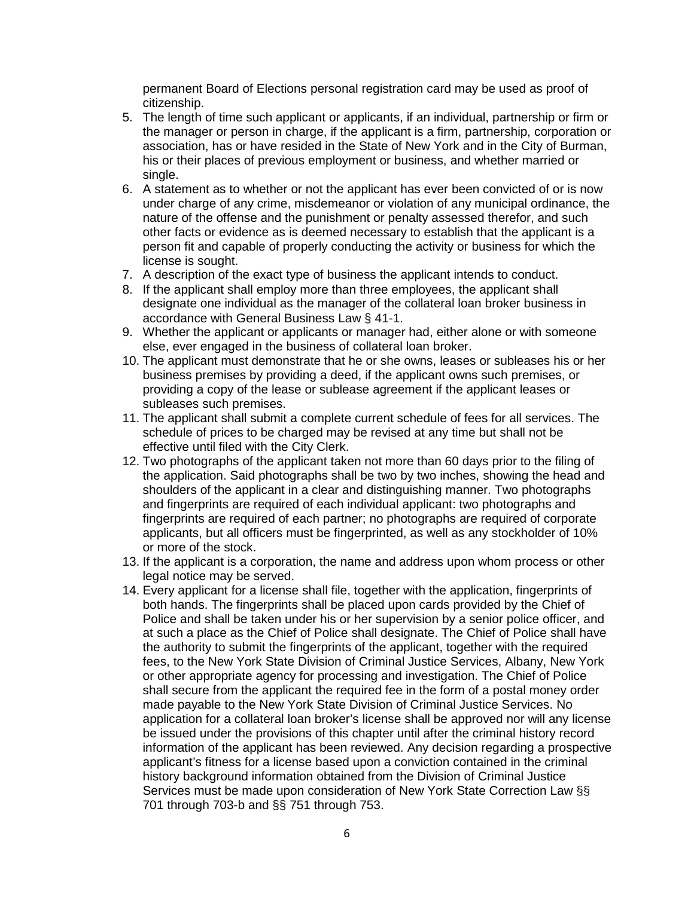permanent Board of Elections personal registration card may be used as proof of citizenship.

5. The length of time such applicant or applicants, if an individual, partnership or firm or the manager or person in charge, if the applicant is a firm, partnership, corporation or association, has or have resided in the State of New York and in the City of Burman, his or their places of previous employment or business, and whether married or single.
6. A statement as to whether or not the applicant has ever been convicted of or is now under charge of any crime, misdemeanor or violation of any municipal ordinance, the nature of the offense and the punishment or penalty assessed therefor, and such other facts or evidence as is deemed necessary to establish that the applicant is a person fit and capable of properly conducting the activity or business for which the license is sought.
7. A description of the exact type of business the applicant intends to conduct.
8. If the applicant shall employ more than three employees, the applicant shall designate one individual as the manager of the collateral loan broker business in accordance with General Business Law § 41-1.
9. Whether the applicant or applicants or manager had, either alone or with someone else, ever engaged in the business of collateral loan broker.
10. The applicant must demonstrate that he or she owns, leases or subleases his or her business premises by providing a deed, if the applicant owns such premises, or providing a copy of the lease or sublease agreement if the applicant leases or subleases such premises.
11. The applicant shall submit a complete current schedule of fees for all services. The schedule of prices to be charged may be revised at any time but shall not be effective until filed with the City Clerk.
12. Two photographs of the applicant taken not more than 60 days prior to the filing of the application. Said photographs shall be two by two inches, showing the head and shoulders of the applicant in a clear and distinguishing manner. Two photographs and fingerprints are required of each individual applicant: two photographs and fingerprints are required of each partner; no photographs are required of corporate applicants, but all officers must be fingerprinted, as well as any stockholder of 10% or more of the stock.
13. If the applicant is a corporation, the name and address upon whom process or other legal notice may be served.
14. Every applicant for a license shall file, together with the application, fingerprints of both hands. The fingerprints shall be placed upon cards provided by the Chief of Police and shall be taken under his or her supervision by a senior police officer, and at such a place as the Chief of Police shall designate. The Chief of Police shall have the authority to submit the fingerprints of the applicant, together with the required fees, to the New York State Division of Criminal Justice Services, Albany, New York or other appropriate agency for processing and investigation. The Chief of Police shall secure from the applicant the required fee in the form of a postal money order made payable to the New York State Division of Criminal Justice Services. No application for a collateral loan broker's license shall be approved nor will any license be issued under the provisions of this chapter until after the criminal history record information of the applicant has been reviewed. Any decision regarding a prospective applicant's fitness for a license based upon a conviction contained in the criminal history background information obtained from the Division of Criminal Justice Services must be made upon consideration of New York State Correction Law §§ 701 through 703-b and §§ 751 through 753.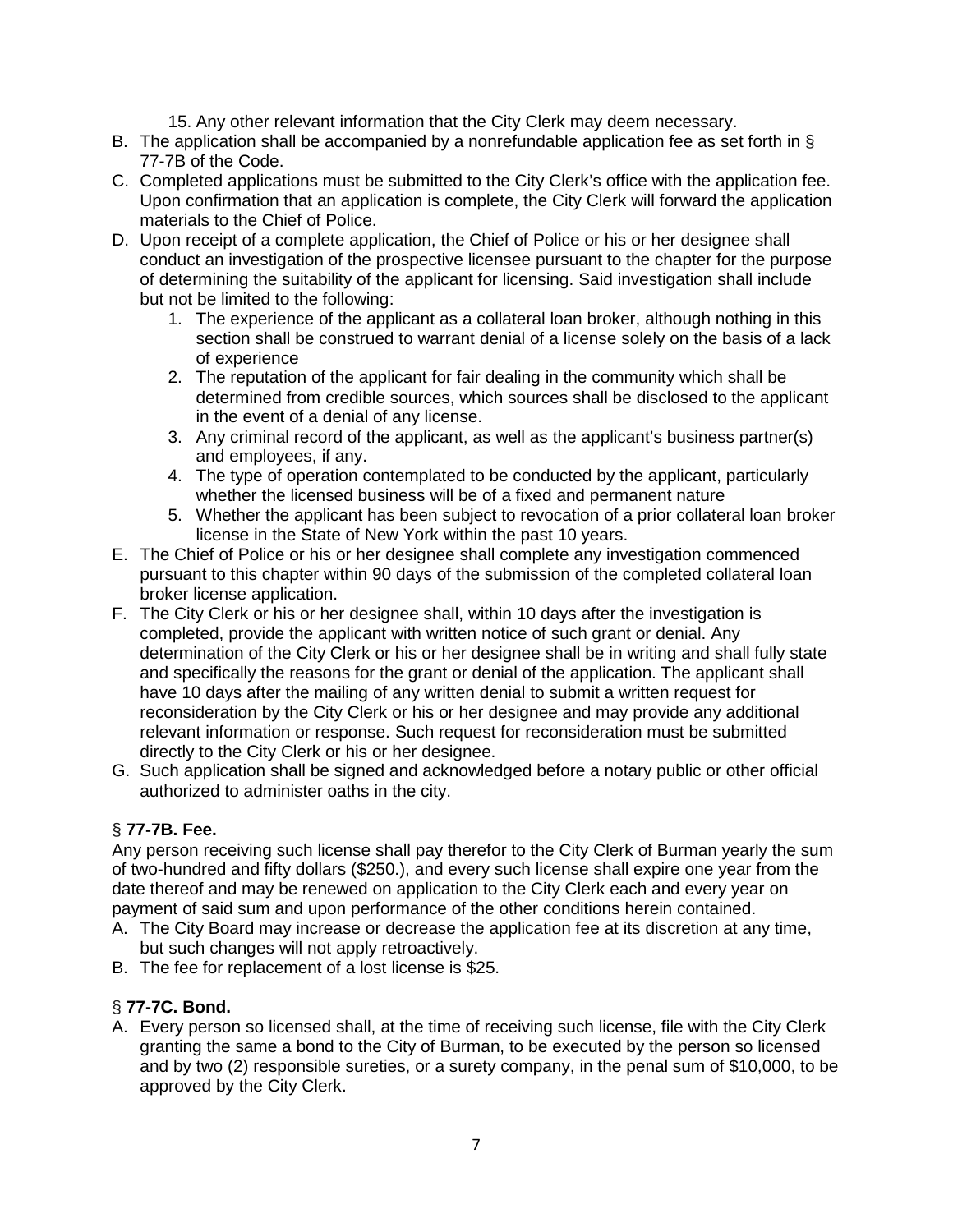15. Any other relevant information that the City Clerk may deem necessary.

B. The application shall be accompanied by a nonrefundable application fee as set forth in § 77-7B of the Code.
C. Completed applications must be submitted to the City Clerk's office with the application fee. Upon confirmation that an application is complete, the City Clerk will forward the application materials to the Chief of Police.
D. Upon receipt of a complete application, the Chief of Police or his or her designee shall conduct an investigation of the prospective licensee pursuant to the chapter for the purpose of determining the suitability of the applicant for licensing. Said investigation shall include but not be limited to the following:
   1. The experience of the applicant as a collateral loan broker, although nothing in this section shall be construed to warrant denial of a license solely on the basis of a lack of experience
   2. The reputation of the applicant for fair dealing in the community which shall be determined from credible sources, which sources shall be disclosed to the applicant in the event of a denial of any license.
   3. Any criminal record of the applicant, as well as the applicant's business partner(s) and employees, if any.
   4. The type of operation contemplated to be conducted by the applicant, particularly whether the licensed business will be of a fixed and permanent nature
   5. Whether the applicant has been subject to revocation of a prior collateral loan broker license in the State of New York within the past 10 years.
E. The Chief of Police or his or her designee shall complete any investigation commenced pursuant to this chapter within 90 days of the submission of the completed collateral loan broker license application.
F. The City Clerk or his or her designee shall, within 10 days after the investigation is completed, provide the applicant with written notice of such grant or denial. Any determination of the City Clerk or his or her designee shall be in writing and shall fully state and specifically the reasons for the grant or denial of the application. The applicant shall have 10 days after the mailing of any written denial to submit a written request for reconsideration by the City Clerk or his or her designee and may provide any additional relevant information or response. Such request for reconsideration must be submitted directly to the City Clerk or his or her designee.
G. Such application shall be signed and acknowledged before a notary public or other official authorized to administer oaths in the city.

### § 77-7B. Fee.

Any person receiving such license shall pay therefor to the City Clerk of Burman yearly the sum of two-hundred and fifty dollars ($250.), and every such license shall expire one year from the date thereof and may be renewed on application to the City Clerk each and every year on payment of said sum and upon performance of the other conditions herein contained.

A. The City Board may increase or decrease the application fee at its discretion at any time, but such changes will not apply retroactively.
B. The fee for replacement of a lost license is $25.

### § 77-7C. Bond.

A. Every person so licensed shall, at the time of receiving such license, file with the City Clerk granting the same a bond to the City of Burman, to be executed by the person so licensed and by two (2) responsible sureties, or a surety company, in the penal sum of $10,000, to be approved by the City Clerk.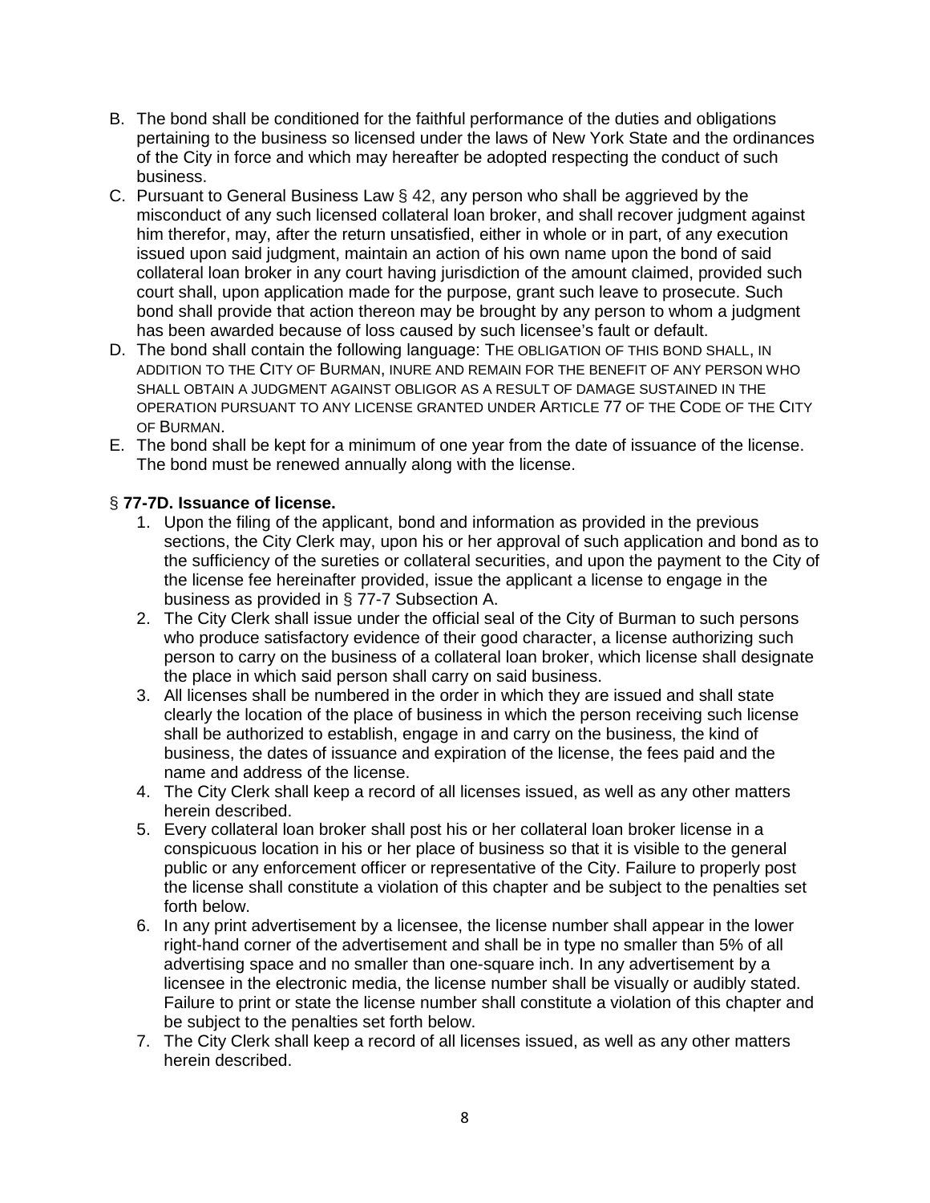B. The bond shall be conditioned for the faithful performance of the duties and obligations pertaining to the business so licensed under the laws of New York State and the ordinances of the City in force and which may hereafter be adopted respecting the conduct of such business.
C. Pursuant to General Business Law § 42, any person who shall be aggrieved by the misconduct of any such licensed collateral loan broker, and shall recover judgment against him therefor, may, after the return unsatisfied, either in whole or in part, of any execution issued upon said judgment, maintain an action of his own name upon the bond of said collateral loan broker in any court having jurisdiction of the amount claimed, provided such court shall, upon application made for the purpose, grant such leave to prosecute. Such bond shall provide that action thereon may be brought by any person to whom a judgment has been awarded because of loss caused by such licensee's fault or default.
D. The bond shall contain the following language: THE OBLIGATION OF THIS BOND SHALL, IN ADDITION TO THE CITY OF BURMAN, INURE AND REMAIN FOR THE BENEFIT OF ANY PERSON WHO SHALL OBTAIN A JUDGMENT AGAINST OBLIGOR AS A RESULT OF DAMAGE SUSTAINED IN THE OPERATION PURSUANT TO ANY LICENSE GRANTED UNDER ARTICLE 77 OF THE CODE OF THE CITY OF BURMAN.
E. The bond shall be kept for a minimum of one year from the date of issuance of the license. The bond must be renewed annually along with the license.

### § 77-7D. Issuance of license.

1. Upon the filing of the applicant, bond and information as provided in the previous sections, the City Clerk may, upon his or her approval of such application and bond as to the sufficiency of the sureties or collateral securities, and upon the payment to the City of the license fee hereinafter provided, issue the applicant a license to engage in the business as provided in § 77-7 Subsection A.
2. The City Clerk shall issue under the official seal of the City of Burman to such persons who produce satisfactory evidence of their good character, a license authorizing such person to carry on the business of a collateral loan broker, which license shall designate the place in which said person shall carry on said business.
3. All licenses shall be numbered in the order in which they are issued and shall state clearly the location of the place of business in which the person receiving such license shall be authorized to establish, engage in and carry on the business, the kind of business, the dates of issuance and expiration of the license, the fees paid and the name and address of the license.
4. The City Clerk shall keep a record of all licenses issued, as well as any other matters herein described.
5. Every collateral loan broker shall post his or her collateral loan broker license in a conspicuous location in his or her place of business so that it is visible to the general public or any enforcement officer or representative of the City. Failure to properly post the license shall constitute a violation of this chapter and be subject to the penalties set forth below.
6. In any print advertisement by a licensee, the license number shall appear in the lower right-hand corner of the advertisement and shall be in type no smaller than 5% of all advertising space and no smaller than one-square inch. In any advertisement by a licensee in the electronic media, the license number shall be visually or audibly stated. Failure to print or state the license number shall constitute a violation of this chapter and be subject to the penalties set forth below.
7. The City Clerk shall keep a record of all licenses issued, as well as any other matters herein described.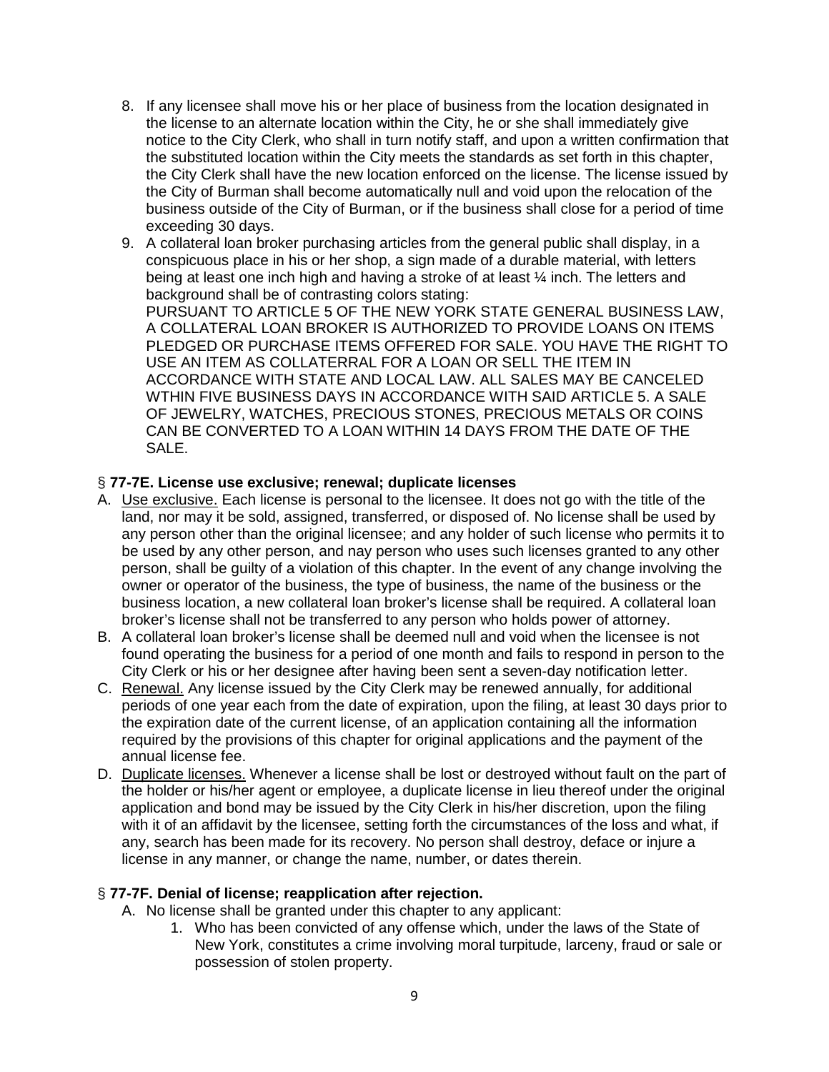8. If any licensee shall move his or her place of business from the location designated in the license to an alternate location within the City, he or she shall immediately give notice to the City Clerk, who shall in turn notify staff, and upon a written confirmation that the substituted location within the City meets the standards as set forth in this chapter, the City Clerk shall have the new location enforced on the license. The license issued by the City of Burman shall become automatically null and void upon the relocation of the business outside of the City of Burman, or if the business shall close for a period of time exceeding 30 days.
9. A collateral loan broker purchasing articles from the general public shall display, in a conspicuous place in his or her shop, a sign made of a durable material, with letters being at least one inch high and having a stroke of at least ¼ inch. The letters and background shall be of contrasting colors stating:
   PURSUANT TO ARTICLE 5 OF THE NEW YORK STATE GENERAL BUSINESS LAW, A COLLATERAL LOAN BROKER IS AUTHORIZED TO PROVIDE LOANS ON ITEMS PLEDGED OR PURCHASE ITEMS OFFERED FOR SALE. YOU HAVE THE RIGHT TO USE AN ITEM AS COLLATERRAL FOR A LOAN OR SELL THE ITEM IN ACCORDANCE WITH STATE AND LOCAL LAW. ALL SALES MAY BE CANCELED WTHIN FIVE BUSINESS DAYS IN ACCORDANCE WITH SAID ARTICLE 5. A SALE OF JEWELRY, WATCHES, PRECIOUS STONES, PRECIOUS METALS OR COINS CAN BE CONVERTED TO A LOAN WITHIN 14 DAYS FROM THE DATE OF THE SALE.

### § **77-7E. License use exclusive; renewal; duplicate licenses**

A. Use exclusive. Each license is personal to the licensee. It does not go with the title of the land, nor may it be sold, assigned, transferred, or disposed of. No license shall be used by any person other than the original licensee; and any holder of such license who permits it to be used by any other person, and nay person who uses such licenses granted to any other person, shall be guilty of a violation of this chapter. In the event of any change involving the owner or operator of the business, the type of business, the name of the business or the business location, a new collateral loan broker's license shall be required. A collateral loan broker's license shall not be transferred to any person who holds power of attorney.
B. A collateral loan broker's license shall be deemed null and void when the licensee is not found operating the business for a period of one month and fails to respond in person to the City Clerk or his or her designee after having been sent a seven-day notification letter.
C. Renewal. Any license issued by the City Clerk may be renewed annually, for additional periods of one year each from the date of expiration, upon the filing, at least 30 days prior to the expiration date of the current license, of an application containing all the information required by the provisions of this chapter for original applications and the payment of the annual license fee.
D. Duplicate licenses. Whenever a license shall be lost or destroyed without fault on the part of the holder or his/her agent or employee, a duplicate license in lieu thereof under the original application and bond may be issued by the City Clerk in his/her discretion, upon the filing with it of an affidavit by the licensee, setting forth the circumstances of the loss and what, if any, search has been made for its recovery. No person shall destroy, deface or injure a license in any manner, or change the name, number, or dates therein.

### § **77-7F. Denial of license; reapplication after rejection.**

A. No license shall be granted under this chapter to any applicant:
   1. Who has been convicted of any offense which, under the laws of the State of New York, constitutes a crime involving moral turpitude, larceny, fraud or sale or possession of stolen property.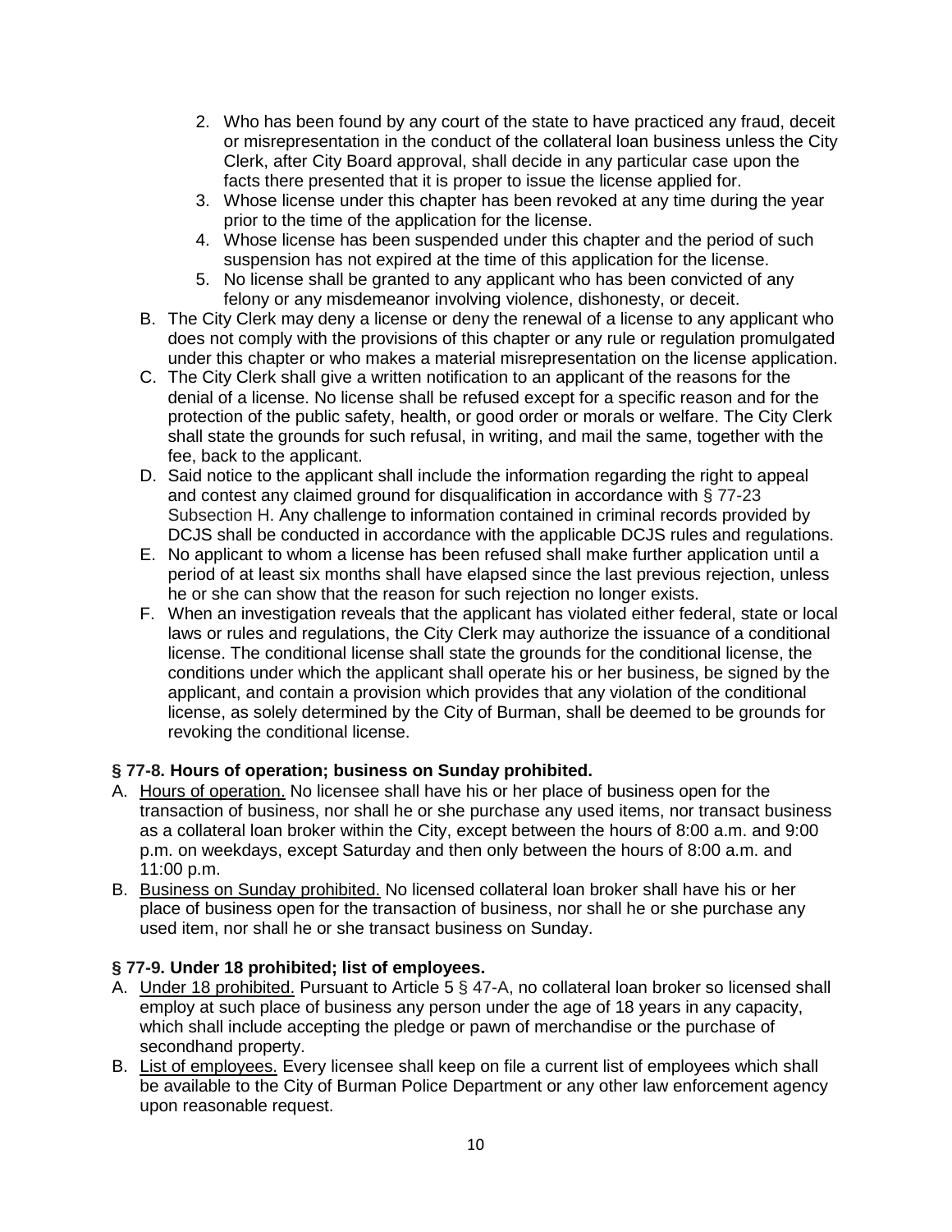2. Who has been found by any court of the state to have practiced any fraud, deceit or misrepresentation in the conduct of the collateral loan business unless the City Clerk, after City Board approval, shall decide in any particular case upon the facts there presented that it is proper to issue the license applied for.
3. Whose license under this chapter has been revoked at any time during the year prior to the time of the application for the license.
4. Whose license has been suspended under this chapter and the period of such suspension has not expired at the time of this application for the license.
5. No license shall be granted to any applicant who has been convicted of any felony or any misdemeanor involving violence, dishonesty, or deceit.

B. The City Clerk may deny a license or deny the renewal of a license to any applicant who does not comply with the provisions of this chapter or any rule or regulation promulgated under this chapter or who makes a material misrepresentation on the license application.

C. The City Clerk shall give a written notification to an applicant of the reasons for the denial of a license. No license shall be refused except for a specific reason and for the protection of the public safety, health, or good order or morals or welfare. The City Clerk shall state the grounds for such refusal, in writing, and mail the same, together with the fee, back to the applicant.

D. Said notice to the applicant shall include the information regarding the right to appeal and contest any claimed ground for disqualification in accordance with § 77-23 Subsection H. Any challenge to information contained in criminal records provided by DCJS shall be conducted in accordance with the applicable DCJS rules and regulations.

E. No applicant to whom a license has been refused shall make further application until a period of at least six months shall have elapsed since the last previous rejection, unless he or she can show that the reason for such rejection no longer exists.

F. When an investigation reveals that the applicant has violated either federal, state or local laws or rules and regulations, the City Clerk may authorize the issuance of a conditional license. The conditional license shall state the grounds for the conditional license, the conditions under which the applicant shall operate his or her business, be signed by the applicant, and contain a provision which provides that any violation of the conditional license, as solely determined by the City of Burman, shall be deemed to be grounds for revoking the conditional license.

### § 77-8. Hours of operation; business on Sunday prohibited.

A. Hours of operation. No licensee shall have his or her place of business open for the transaction of business, nor shall he or she purchase any used items, nor transact business as a collateral loan broker within the City, except between the hours of 8:00 a.m. and 9:00 p.m. on weekdays, except Saturday and then only between the hours of 8:00 a.m. and 11:00 p.m.

B. Business on Sunday prohibited. No licensed collateral loan broker shall have his or her place of business open for the transaction of business, nor shall he or she purchase any used item, nor shall he or she transact business on Sunday.

### § 77-9. Under 18 prohibited; list of employees.

A. Under 18 prohibited. Pursuant to Article 5 § 47-A, no collateral loan broker so licensed shall employ at such place of business any person under the age of 18 years in any capacity, which shall include accepting the pledge or pawn of merchandise or the purchase of secondhand property.

B. List of employees. Every licensee shall keep on file a current list of employees which shall be available to the City of Burman Police Department or any other law enforcement agency upon reasonable request.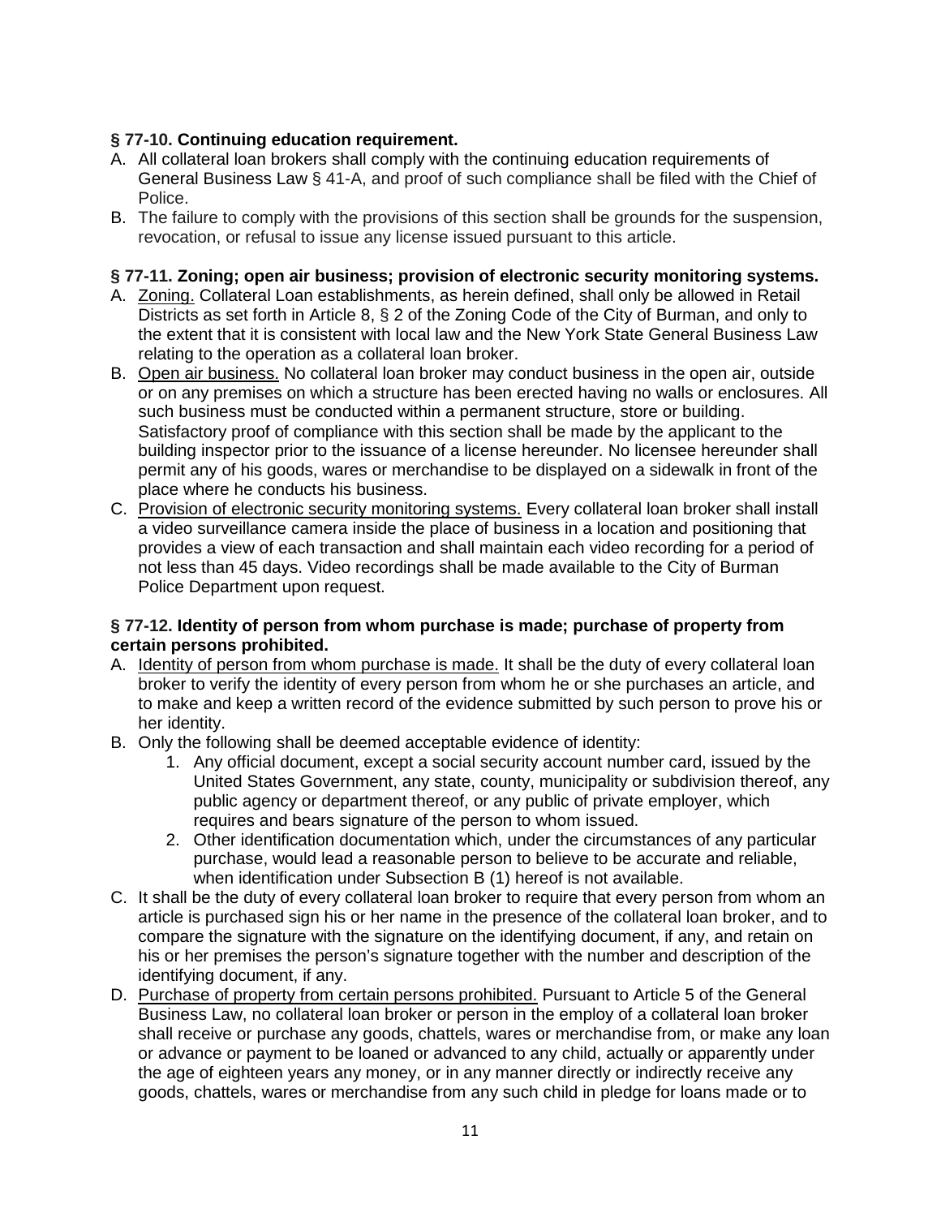**§ 77-10. Continuing education requirement.**

A. All collateral loan brokers shall comply with the continuing education requirements of General Business Law § 41-A, and proof of such compliance shall be filed with the Chief of Police.
B. The failure to comply with the provisions of this section shall be grounds for the suspension, revocation, or refusal to issue any license issued pursuant to this article.

**§ 77-11. Zoning; open air business; provision of electronic security monitoring systems.**

A. Zoning. Collateral Loan establishments, as herein defined, shall only be allowed in Retail Districts as set forth in Article 8, § 2 of the Zoning Code of the City of Burman, and only to the extent that it is consistent with local law and the New York State General Business Law relating to the operation as a collateral loan broker.
B. Open air business. No collateral loan broker may conduct business in the open air, outside or on any premises on which a structure has been erected having no walls or enclosures. All such business must be conducted within a permanent structure, store or building. Satisfactory proof of compliance with this section shall be made by the applicant to the building inspector prior to the issuance of a license hereunder. No licensee hereunder shall permit any of his goods, wares or merchandise to be displayed on a sidewalk in front of the place where he conducts his business.
C. Provision of electronic security monitoring systems. Every collateral loan broker shall install a video surveillance camera inside the place of business in a location and positioning that provides a view of each transaction and shall maintain each video recording for a period of not less than 45 days. Video recordings shall be made available to the City of Burman Police Department upon request.

**§ 77-12. Identity of person from whom purchase is made; purchase of property from certain persons prohibited.**

A. Identity of person from whom purchase is made. It shall be the duty of every collateral loan broker to verify the identity of every person from whom he or she purchases an article, and to make and keep a written record of the evidence submitted by such person to prove his or her identity.
B. Only the following shall be deemed acceptable evidence of identity:
    1. Any official document, except a social security account number card, issued by the United States Government, any state, county, municipality or subdivision thereof, any public agency or department thereof, or any public of private employer, which requires and bears signature of the person to whom issued.
    2. Other identification documentation which, under the circumstances of any particular purchase, would lead a reasonable person to believe to be accurate and reliable, when identification under Subsection B (1) hereof is not available.
C. It shall be the duty of every collateral loan broker to require that every person from whom an article is purchased sign his or her name in the presence of the collateral loan broker, and to compare the signature with the signature on the identifying document, if any, and retain on his or her premises the person's signature together with the number and description of the identifying document, if any.
D. Purchase of property from certain persons prohibited. Pursuant to Article 5 of the General Business Law, no collateral loan broker or person in the employ of a collateral loan broker shall receive or purchase any goods, chattels, wares or merchandise from, or make any loan or advance or payment to be loaned or advanced to any child, actually or apparently under the age of eighteen years any money, or in any manner directly or indirectly receive any goods, chattels, wares or merchandise from any such child in pledge for loans made or to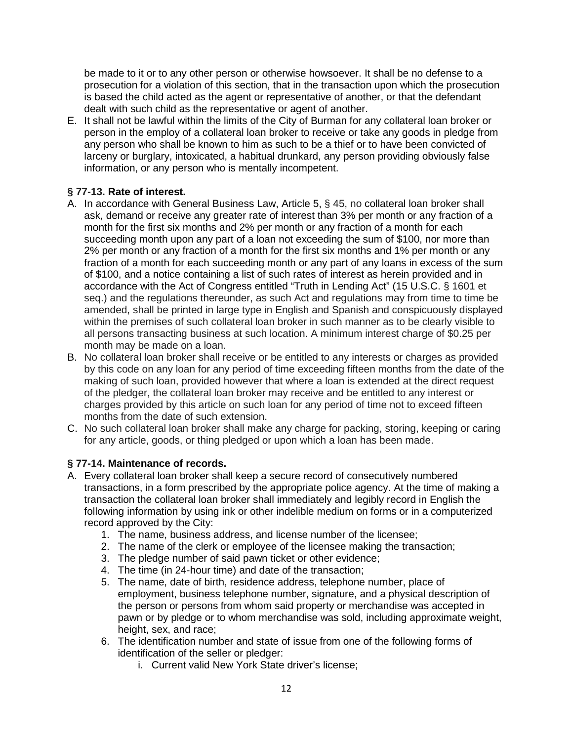be made to it or to any other person or otherwise howsoever. It shall be no defense to a prosecution for a violation of this section, that in the transaction upon which the prosecution is based the child acted as the agent or representative of another, or that the defendant dealt with such child as the representative or agent of another.

E. It shall not be lawful within the limits of the City of Burman for any collateral loan broker or person in the employ of a collateral loan broker to receive or take any goods in pledge from any person who shall be known to him as such to be a thief or to have been convicted of larceny or burglary, intoxicated, a habitual drunkard, any person providing obviously false information, or any person who is mentally incompetent.

**§ 77-13. Rate of interest.**

A. In accordance with General Business Law, Article 5, § 45, no collateral loan broker shall ask, demand or receive any greater rate of interest than 3% per month or any fraction of a month for the first six months and 2% per month or any fraction of a month for each succeeding month upon any part of a loan not exceeding the sum of $100, nor more than 2% per month or any fraction of a month for the first six months and 1% per month or any fraction of a month for each succeeding month or any part of any loans in excess of the sum of $100, and a notice containing a list of such rates of interest as herein provided and in accordance with the Act of Congress entitled "Truth in Lending Act" (15 U.S.C. § 1601 et seq.) and the regulations thereunder, as such Act and regulations may from time to time be amended, shall be printed in large type in English and Spanish and conspicuously displayed within the premises of such collateral loan broker in such manner as to be clearly visible to all persons transacting business at such location. A minimum interest charge of $0.25 per month may be made on a loan.
B. No collateral loan broker shall receive or be entitled to any interests or charges as provided by this code on any loan for any period of time exceeding fifteen months from the date of the making of such loan, provided however that where a loan is extended at the direct request of the pledger, the collateral loan broker may receive and be entitled to any interest or charges provided by this article on such loan for any period of time not to exceed fifteen months from the date of such extension.
C. No such collateral loan broker shall make any charge for packing, storing, keeping or caring for any article, goods, or thing pledged or upon which a loan has been made.

**§ 77-14. Maintenance of records.**

A. Every collateral loan broker shall keep a secure record of consecutively numbered transactions, in a form prescribed by the appropriate police agency. At the time of making a transaction the collateral loan broker shall immediately and legibly record in English the following information by using ink or other indelible medium on forms or in a computerized record approved by the City:
    1. The name, business address, and license number of the licensee;
    2. The name of the clerk or employee of the licensee making the transaction;
    3. The pledge number of said pawn ticket or other evidence;
    4. The time (in 24-hour time) and date of the transaction;
    5. The name, date of birth, residence address, telephone number, place of employment, business telephone number, signature, and a physical description of the person or persons from whom said property or merchandise was accepted in pawn or by pledge or to whom merchandise was sold, including approximate weight, height, sex, and race;
    6. The identification number and state of issue from one of the following forms of identification of the seller or pledger:
        i. Current valid New York State driver's license;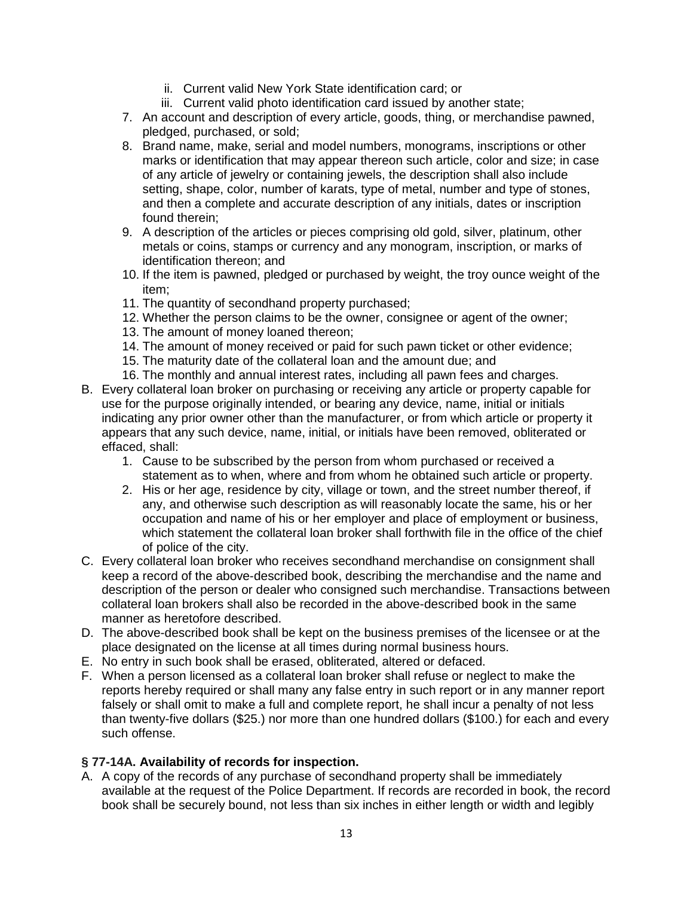- ii. Current valid New York State identification card; or
   - iii. Current valid photo identification card issued by another state;
7. An account and description of every article, goods, thing, or merchandise pawned, pledged, purchased, or sold;
8. Brand name, make, serial and model numbers, monograms, inscriptions or other marks or identification that may appear thereon such article, color and size; in case of any article of jewelry or containing jewels, the description shall also include setting, shape, color, number of karats, type of metal, number and type of stones, and then a complete and accurate description of any initials, dates or inscription found therein;
9. A description of the articles or pieces comprising old gold, silver, platinum, other metals or coins, stamps or currency and any monogram, inscription, or marks of identification thereon; and
10. If the item is pawned, pledged or purchased by weight, the troy ounce weight of the item;
11. The quantity of secondhand property purchased;
12. Whether the person claims to be the owner, consignee or agent of the owner;
13. The amount of money loaned thereon;
14. The amount of money received or paid for such pawn ticket or other evidence;
15. The maturity date of the collateral loan and the amount due; and
16. The monthly and annual interest rates, including all pawn fees and charges.

B. Every collateral loan broker on purchasing or receiving any article or property capable for use for the purpose originally intended, or bearing any device, name, initial or initials indicating any prior owner other than the manufacturer, or from which article or property it appears that any such device, name, initial, or initials have been removed, obliterated or effaced, shall:
   1. Cause to be subscribed by the person from whom purchased or received a statement as to when, where and from whom he obtained such article or property.
   2. His or her age, residence by city, village or town, and the street number thereof, if any, and otherwise such description as will reasonably locate the same, his or her occupation and name of his or her employer and place of employment or business, which statement the collateral loan broker shall forthwith file in the office of the chief of police of the city.

C. Every collateral loan broker who receives secondhand merchandise on consignment shall keep a record of the above-described book, describing the merchandise and the name and description of the person or dealer who consigned such merchandise. Transactions between collateral loan brokers shall also be recorded in the above-described book in the same manner as heretofore described.

D. The above-described book shall be kept on the business premises of the licensee or at the place designated on the license at all times during normal business hours.

E. No entry in such book shall be erased, obliterated, altered or defaced.

F. When a person licensed as a collateral loan broker shall refuse or neglect to make the reports hereby required or shall many any false entry in such report or in any manner report falsely or shall omit to make a full and complete report, he shall incur a penalty of not less than twenty-five dollars ($25.) nor more than one hundred dollars ($100.) for each and every such offense.

### § 77-14A. Availability of records for inspection.

A. A copy of the records of any purchase of secondhand property shall be immediately available at the request of the Police Department. If records are recorded in book, the record book shall be securely bound, not less than six inches in either length or width and legibly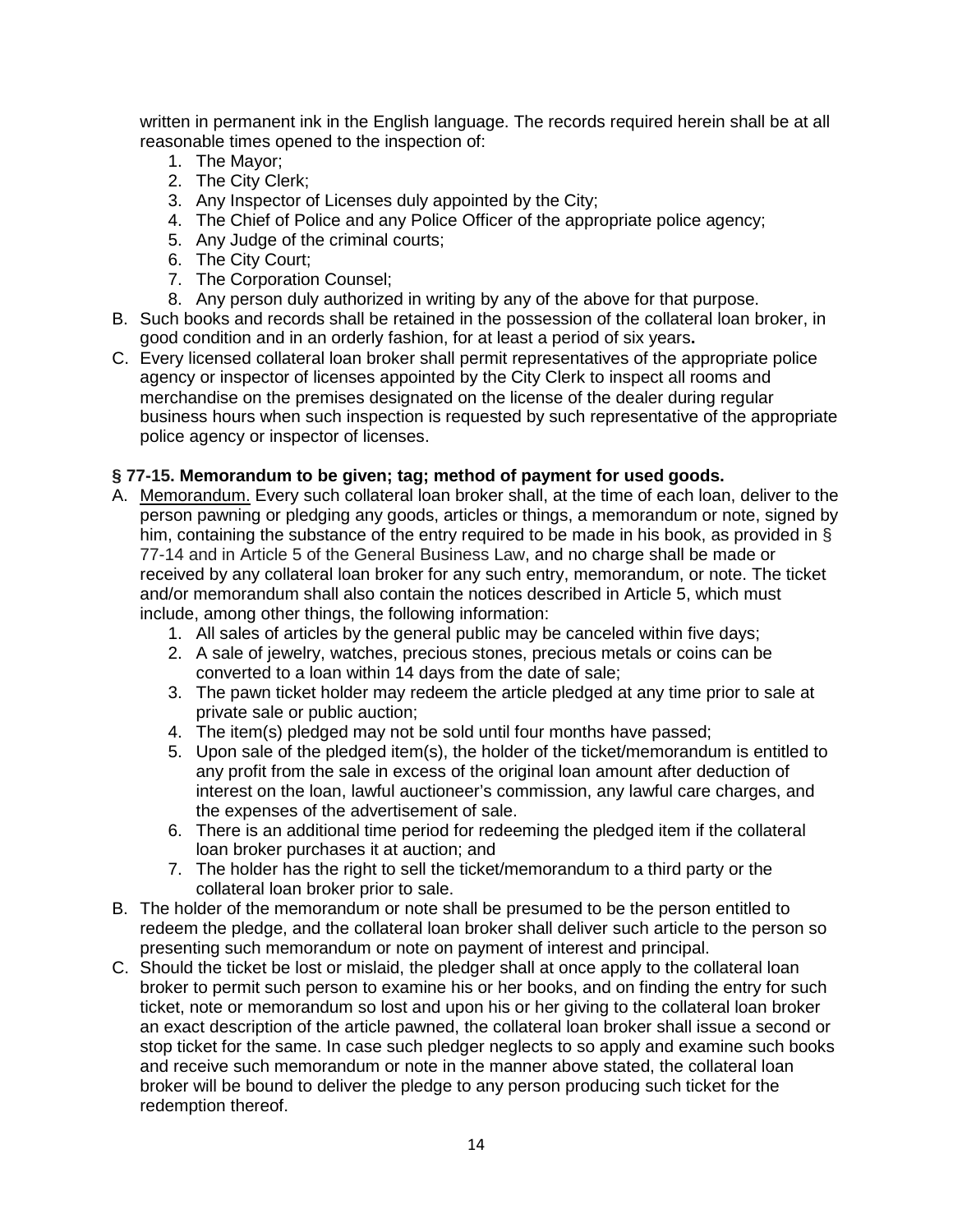written in permanent ink in the English language. The records required herein shall be at all reasonable times opened to the inspection of:

1. The Mayor;
2. The City Clerk;
3. Any Inspector of Licenses duly appointed by the City;
4. The Chief of Police and any Police Officer of the appropriate police agency;
5. Any Judge of the criminal courts;
6. The City Court;
7. The Corporation Counsel;
8. Any person duly authorized in writing by any of the above for that purpose.

B. Such books and records shall be retained in the possession of the collateral loan broker, in good condition and in an orderly fashion, for at least a period of six years**.**

C. Every licensed collateral loan broker shall permit representatives of the appropriate police agency or inspector of licenses appointed by the City Clerk to inspect all rooms and merchandise on the premises designated on the license of the dealer during regular business hours when such inspection is requested by such representative of the appropriate police agency or inspector of licenses.

**§ 77-15. Memorandum to be given; tag; method of payment for used goods.**

A. Memorandum. Every such collateral loan broker shall, at the time of each loan, deliver to the person pawning or pledging any goods, articles or things, a memorandum or note, signed by him, containing the substance of the entry required to be made in his book, as provided in § 77-14 and in Article 5 of the General Business Law, and no charge shall be made or received by any collateral loan broker for any such entry, memorandum, or note. The ticket and/or memorandum shall also contain the notices described in Article 5, which must include, among other things, the following information:

1. All sales of articles by the general public may be canceled within five days;
2. A sale of jewelry, watches, precious stones, precious metals or coins can be converted to a loan within 14 days from the date of sale;
3. The pawn ticket holder may redeem the article pledged at any time prior to sale at private sale or public auction;
4. The item(s) pledged may not be sold until four months have passed;
5. Upon sale of the pledged item(s), the holder of the ticket/memorandum is entitled to any profit from the sale in excess of the original loan amount after deduction of interest on the loan, lawful auctioneer's commission, any lawful care charges, and the expenses of the advertisement of sale.
6. There is an additional time period for redeeming the pledged item if the collateral loan broker purchases it at auction; and
7. The holder has the right to sell the ticket/memorandum to a third party or the collateral loan broker prior to sale.

B. The holder of the memorandum or note shall be presumed to be the person entitled to redeem the pledge, and the collateral loan broker shall deliver such article to the person so presenting such memorandum or note on payment of interest and principal.

C. Should the ticket be lost or mislaid, the pledger shall at once apply to the collateral loan broker to permit such person to examine his or her books, and on finding the entry for such ticket, note or memorandum so lost and upon his or her giving to the collateral loan broker an exact description of the article pawned, the collateral loan broker shall issue a second or stop ticket for the same. In case such pledger neglects to so apply and examine such books and receive such memorandum or note in the manner above stated, the collateral loan broker will be bound to deliver the pledge to any person producing such ticket for the redemption thereof.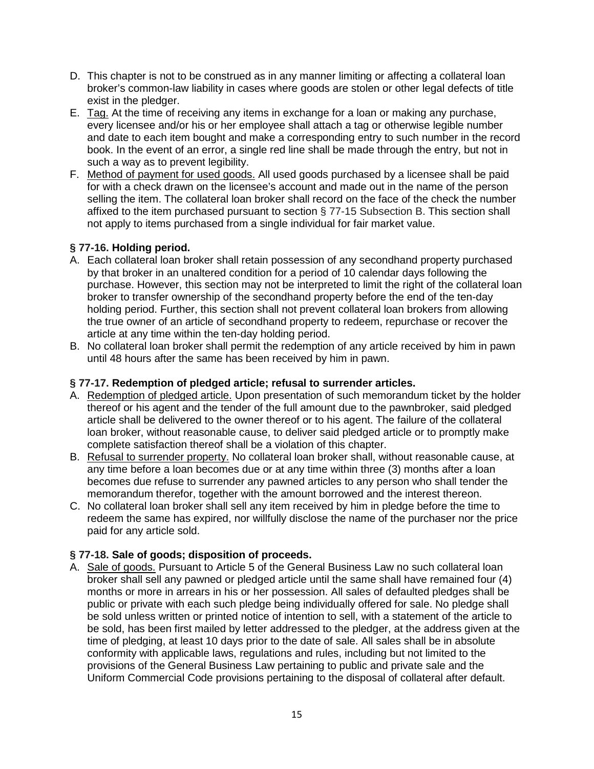D. This chapter is not to be construed as in any manner limiting or affecting a collateral loan broker's common-law liability in cases where goods are stolen or other legal defects of title exist in the pledger.

E. Tag. At the time of receiving any items in exchange for a loan or making any purchase, every licensee and/or his or her employee shall attach a tag or otherwise legible number and date to each item bought and make a corresponding entry to such number in the record book. In the event of an error, a single red line shall be made through the entry, but not in such a way as to prevent legibility.

F. Method of payment for used goods. All used goods purchased by a licensee shall be paid for with a check drawn on the licensee's account and made out in the name of the person selling the item. The collateral loan broker shall record on the face of the check the number affixed to the item purchased pursuant to section § 77-15 Subsection B. This section shall not apply to items purchased from a single individual for fair market value.

### § 77-16. Holding period.

A. Each collateral loan broker shall retain possession of any secondhand property purchased by that broker in an unaltered condition for a period of 10 calendar days following the purchase. However, this section may not be interpreted to limit the right of the collateral loan broker to transfer ownership of the secondhand property before the end of the ten-day holding period. Further, this section shall not prevent collateral loan brokers from allowing the true owner of an article of secondhand property to redeem, repurchase or recover the article at any time within the ten-day holding period.

B. No collateral loan broker shall permit the redemption of any article received by him in pawn until 48 hours after the same has been received by him in pawn.

### § 77-17. Redemption of pledged article; refusal to surrender articles.

A. Redemption of pledged article. Upon presentation of such memorandum ticket by the holder thereof or his agent and the tender of the full amount due to the pawnbroker, said pledged article shall be delivered to the owner thereof or to his agent. The failure of the collateral loan broker, without reasonable cause, to deliver said pledged article or to promptly make complete satisfaction thereof shall be a violation of this chapter.

B. Refusal to surrender property. No collateral loan broker shall, without reasonable cause, at any time before a loan becomes due or at any time within three (3) months after a loan becomes due refuse to surrender any pawned articles to any person who shall tender the memorandum therefor, together with the amount borrowed and the interest thereon.

C. No collateral loan broker shall sell any item received by him in pledge before the time to redeem the same has expired, nor willfully disclose the name of the purchaser nor the price paid for any article sold.

### § 77-18. Sale of goods; disposition of proceeds.

A. Sale of goods. Pursuant to Article 5 of the General Business Law no such collateral loan broker shall sell any pawned or pledged article until the same shall have remained four (4) months or more in arrears in his or her possession. All sales of defaulted pledges shall be public or private with each such pledge being individually offered for sale. No pledge shall be sold unless written or printed notice of intention to sell, with a statement of the article to be sold, has been first mailed by letter addressed to the pledger, at the address given at the time of pledging, at least 10 days prior to the date of sale. All sales shall be in absolute conformity with applicable laws, regulations and rules, including but not limited to the provisions of the General Business Law pertaining to public and private sale and the Uniform Commercial Code provisions pertaining to the disposal of collateral after default.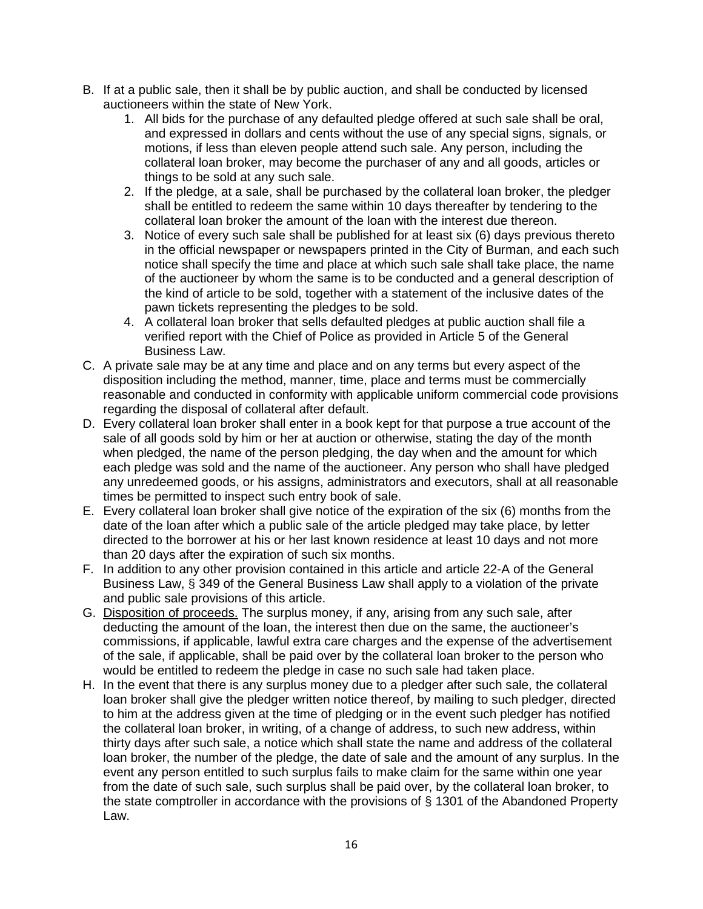B. If at a public sale, then it shall be by public auction, and shall be conducted by licensed auctioneers within the state of New York.
    1. All bids for the purchase of any defaulted pledge offered at such sale shall be oral, and expressed in dollars and cents without the use of any special signs, signals, or motions, if less than eleven people attend such sale. Any person, including the collateral loan broker, may become the purchaser of any and all goods, articles or things to be sold at any such sale.
    2. If the pledge, at a sale, shall be purchased by the collateral loan broker, the pledger shall be entitled to redeem the same within 10 days thereafter by tendering to the collateral loan broker the amount of the loan with the interest due thereon.
    3. Notice of every such sale shall be published for at least six (6) days previous thereto in the official newspaper or newspapers printed in the City of Burman, and each such notice shall specify the time and place at which such sale shall take place, the name of the auctioneer by whom the same is to be conducted and a general description of the kind of article to be sold, together with a statement of the inclusive dates of the pawn tickets representing the pledges to be sold.
    4. A collateral loan broker that sells defaulted pledges at public auction shall file a verified report with the Chief of Police as provided in Article 5 of the General Business Law.
C. A private sale may be at any time and place and on any terms but every aspect of the disposition including the method, manner, time, place and terms must be commercially reasonable and conducted in conformity with applicable uniform commercial code provisions regarding the disposal of collateral after default.
D. Every collateral loan broker shall enter in a book kept for that purpose a true account of the sale of all goods sold by him or her at auction or otherwise, stating the day of the month when pledged, the name of the person pledging, the day when and the amount for which each pledge was sold and the name of the auctioneer. Any person who shall have pledged any unredeemed goods, or his assigns, administrators and executors, shall at all reasonable times be permitted to inspect such entry book of sale.
E. Every collateral loan broker shall give notice of the expiration of the six (6) months from the date of the loan after which a public sale of the article pledged may take place, by letter directed to the borrower at his or her last known residence at least 10 days and not more than 20 days after the expiration of such six months.
F. In addition to any other provision contained in this article and article 22-A of the General Business Law, § 349 of the General Business Law shall apply to a violation of the private and public sale provisions of this article.
G. Disposition of proceeds. The surplus money, if any, arising from any such sale, after deducting the amount of the loan, the interest then due on the same, the auctioneer's commissions, if applicable, lawful extra care charges and the expense of the advertisement of the sale, if applicable, shall be paid over by the collateral loan broker to the person who would be entitled to redeem the pledge in case no such sale had taken place.
H. In the event that there is any surplus money due to a pledger after such sale, the collateral loan broker shall give the pledger written notice thereof, by mailing to such pledger, directed to him at the address given at the time of pledging or in the event such pledger has notified the collateral loan broker, in writing, of a change of address, to such new address, within thirty days after such sale, a notice which shall state the name and address of the collateral loan broker, the number of the pledge, the date of sale and the amount of any surplus. In the event any person entitled to such surplus fails to make claim for the same within one year from the date of such sale, such surplus shall be paid over, by the collateral loan broker, to the state comptroller in accordance with the provisions of § 1301 of the Abandoned Property Law.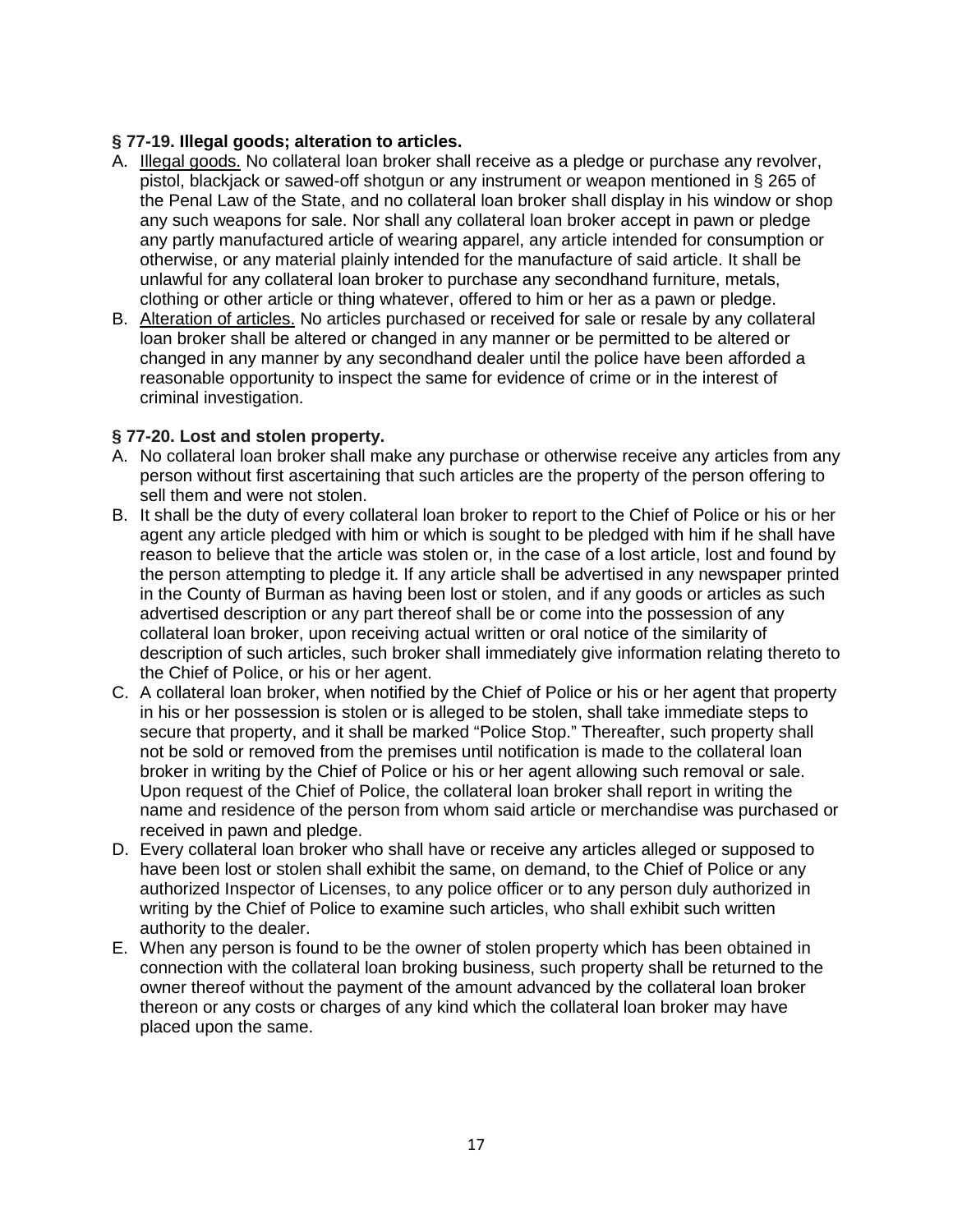**§ 77-19. Illegal goods; alteration to articles.**

A. Illegal goods. No collateral loan broker shall receive as a pledge or purchase any revolver, pistol, blackjack or sawed-off shotgun or any instrument or weapon mentioned in § 265 of the Penal Law of the State, and no collateral loan broker shall display in his window or shop any such weapons for sale. Nor shall any collateral loan broker accept in pawn or pledge any partly manufactured article of wearing apparel, any article intended for consumption or otherwise, or any material plainly intended for the manufacture of said article. It shall be unlawful for any collateral loan broker to purchase any secondhand furniture, metals, clothing or other article or thing whatever, offered to him or her as a pawn or pledge.
B. Alteration of articles. No articles purchased or received for sale or resale by any collateral loan broker shall be altered or changed in any manner or be permitted to be altered or changed in any manner by any secondhand dealer until the police have been afforded a reasonable opportunity to inspect the same for evidence of crime or in the interest of criminal investigation.

**§ 77-20. Lost and stolen property.**

A. No collateral loan broker shall make any purchase or otherwise receive any articles from any person without first ascertaining that such articles are the property of the person offering to sell them and were not stolen.
B. It shall be the duty of every collateral loan broker to report to the Chief of Police or his or her agent any article pledged with him or which is sought to be pledged with him if he shall have reason to believe that the article was stolen or, in the case of a lost article, lost and found by the person attempting to pledge it. If any article shall be advertised in any newspaper printed in the County of Burman as having been lost or stolen, and if any goods or articles as such advertised description or any part thereof shall be or come into the possession of any collateral loan broker, upon receiving actual written or oral notice of the similarity of description of such articles, such broker shall immediately give information relating thereto to the Chief of Police, or his or her agent.
C. A collateral loan broker, when notified by the Chief of Police or his or her agent that property in his or her possession is stolen or is alleged to be stolen, shall take immediate steps to secure that property, and it shall be marked "Police Stop." Thereafter, such property shall not be sold or removed from the premises until notification is made to the collateral loan broker in writing by the Chief of Police or his or her agent allowing such removal or sale. Upon request of the Chief of Police, the collateral loan broker shall report in writing the name and residence of the person from whom said article or merchandise was purchased or received in pawn and pledge.
D. Every collateral loan broker who shall have or receive any articles alleged or supposed to have been lost or stolen shall exhibit the same, on demand, to the Chief of Police or any authorized Inspector of Licenses, to any police officer or to any person duly authorized in writing by the Chief of Police to examine such articles, who shall exhibit such written authority to the dealer.
E. When any person is found to be the owner of stolen property which has been obtained in connection with the collateral loan broking business, such property shall be returned to the owner thereof without the payment of the amount advanced by the collateral loan broker thereon or any costs or charges of any kind which the collateral loan broker may have placed upon the same.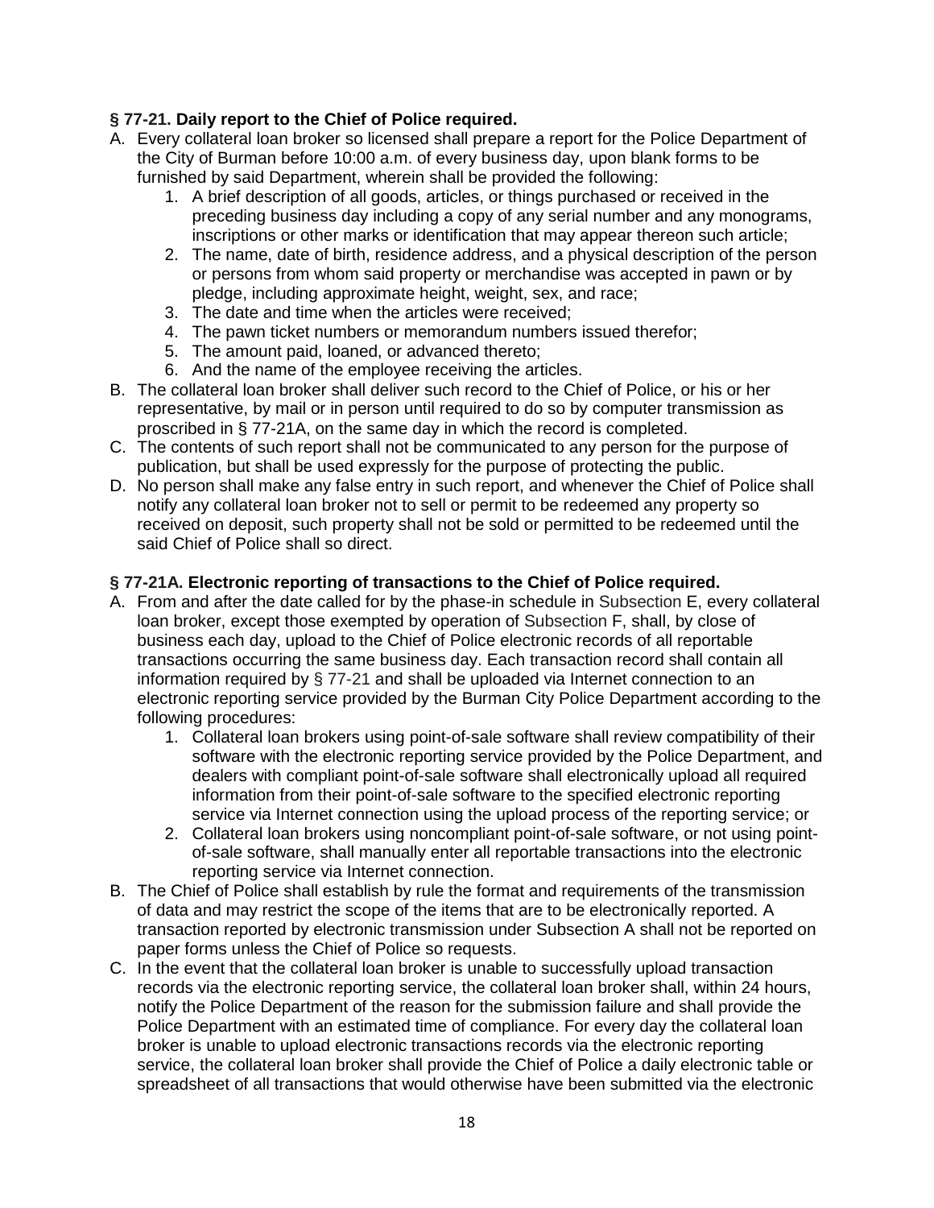### § 77-21. Daily report to the Chief of Police required.

A. Every collateral loan broker so licensed shall prepare a report for the Police Department of the City of Burman before 10:00 a.m. of every business day, upon blank forms to be furnished by said Department, wherein shall be provided the following:
   1. A brief description of all goods, articles, or things purchased or received in the preceding business day including a copy of any serial number and any monograms, inscriptions or other marks or identification that may appear thereon such article;
   2. The name, date of birth, residence address, and a physical description of the person or persons from whom said property or merchandise was accepted in pawn or by pledge, including approximate height, weight, sex, and race;
   3. The date and time when the articles were received;
   4. The pawn ticket numbers or memorandum numbers issued therefor;
   5. The amount paid, loaned, or advanced thereto;
   6. And the name of the employee receiving the articles.

B. The collateral loan broker shall deliver such record to the Chief of Police, or his or her representative, by mail or in person until required to do so by computer transmission as proscribed in § 77-21A, on the same day in which the record is completed.

C. The contents of such report shall not be communicated to any person for the purpose of publication, but shall be used expressly for the purpose of protecting the public.

D. No person shall make any false entry in such report, and whenever the Chief of Police shall notify any collateral loan broker not to sell or permit to be redeemed any property so received on deposit, such property shall not be sold or permitted to be redeemed until the said Chief of Police shall so direct.

### § 77-21A. Electronic reporting of transactions to the Chief of Police required.

A. From and after the date called for by the phase-in schedule in Subsection E, every collateral loan broker, except those exempted by operation of Subsection F, shall, by close of business each day, upload to the Chief of Police electronic records of all reportable transactions occurring the same business day. Each transaction record shall contain all information required by § 77-21 and shall be uploaded via Internet connection to an electronic reporting service provided by the Burman City Police Department according to the following procedures:
   1. Collateral loan brokers using point-of-sale software shall review compatibility of their software with the electronic reporting service provided by the Police Department, and dealers with compliant point-of-sale software shall electronically upload all required information from their point-of-sale software to the specified electronic reporting service via Internet connection using the upload process of the reporting service; or
   2. Collateral loan brokers using noncompliant point-of-sale software, or not using point-of-sale software, shall manually enter all reportable transactions into the electronic reporting service via Internet connection.

B. The Chief of Police shall establish by rule the format and requirements of the transmission of data and may restrict the scope of the items that are to be electronically reported. A transaction reported by electronic transmission under Subsection A shall not be reported on paper forms unless the Chief of Police so requests.

C. In the event that the collateral loan broker is unable to successfully upload transaction records via the electronic reporting service, the collateral loan broker shall, within 24 hours, notify the Police Department of the reason for the submission failure and shall provide the Police Department with an estimated time of compliance. For every day the collateral loan broker is unable to upload electronic transactions records via the electronic reporting service, the collateral loan broker shall provide the Chief of Police a daily electronic table or spreadsheet of all transactions that would otherwise have been submitted via the electronic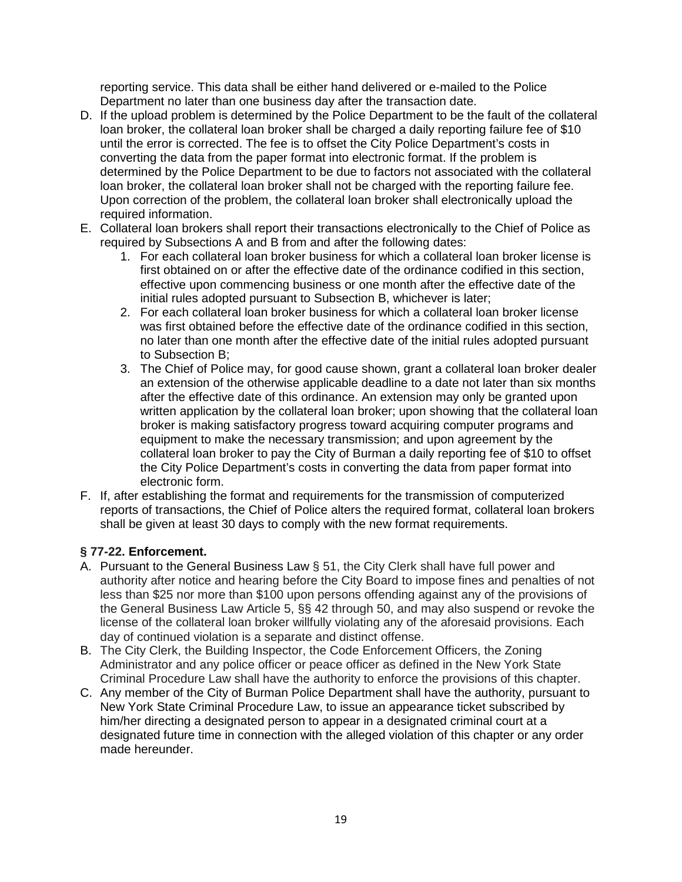reporting service. This data shall be either hand delivered or e-mailed to the Police Department no later than one business day after the transaction date.

D. If the upload problem is determined by the Police Department to be the fault of the collateral loan broker, the collateral loan broker shall be charged a daily reporting failure fee of $10 until the error is corrected. The fee is to offset the City Police Department's costs in converting the data from the paper format into electronic format. If the problem is determined by the Police Department to be due to factors not associated with the collateral loan broker, the collateral loan broker shall not be charged with the reporting failure fee. Upon correction of the problem, the collateral loan broker shall electronically upload the required information.
E. Collateral loan brokers shall report their transactions electronically to the Chief of Police as required by Subsections A and B from and after the following dates:
    1. For each collateral loan broker business for which a collateral loan broker license is first obtained on or after the effective date of the ordinance codified in this section, effective upon commencing business or one month after the effective date of the initial rules adopted pursuant to Subsection B, whichever is later;
    2. For each collateral loan broker business for which a collateral loan broker license was first obtained before the effective date of the ordinance codified in this section, no later than one month after the effective date of the initial rules adopted pursuant to Subsection B;
    3. The Chief of Police may, for good cause shown, grant a collateral loan broker dealer an extension of the otherwise applicable deadline to a date not later than six months after the effective date of this ordinance. An extension may only be granted upon written application by the collateral loan broker; upon showing that the collateral loan broker is making satisfactory progress toward acquiring computer programs and equipment to make the necessary transmission; and upon agreement by the collateral loan broker to pay the City of Burman a daily reporting fee of $10 to offset the City Police Department's costs in converting the data from paper format into electronic form.
F. If, after establishing the format and requirements for the transmission of computerized reports of transactions, the Chief of Police alters the required format, collateral loan brokers shall be given at least 30 days to comply with the new format requirements.

### § 77-22. Enforcement.

A. Pursuant to the General Business Law § 51, the City Clerk shall have full power and authority after notice and hearing before the City Board to impose fines and penalties of not less than $25 nor more than $100 upon persons offending against any of the provisions of the General Business Law Article 5, §§ 42 through 50, and may also suspend or revoke the license of the collateral loan broker willfully violating any of the aforesaid provisions. Each day of continued violation is a separate and distinct offense.
B. The City Clerk, the Building Inspector, the Code Enforcement Officers, the Zoning Administrator and any police officer or peace officer as defined in the New York State Criminal Procedure Law shall have the authority to enforce the provisions of this chapter.
C. Any member of the City of Burman Police Department shall have the authority, pursuant to New York State Criminal Procedure Law, to issue an appearance ticket subscribed by him/her directing a designated person to appear in a designated criminal court at a designated future time in connection with the alleged violation of this chapter or any order made hereunder.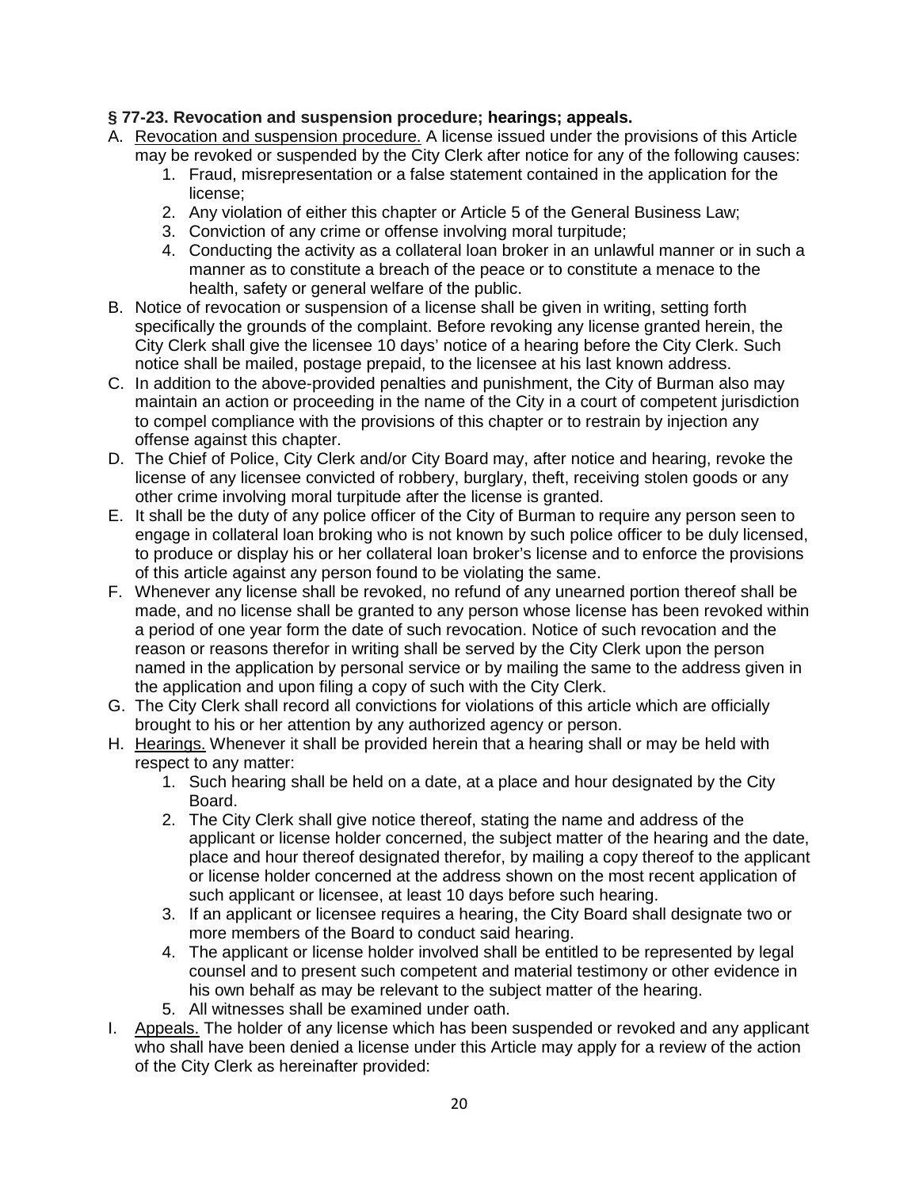**§ 77-23. Revocation and suspension procedure; hearings; appeals.**

A. Revocation and suspension procedure. A license issued under the provisions of this Article may be revoked or suspended by the City Clerk after notice for any of the following causes:
   1. Fraud, misrepresentation or a false statement contained in the application for the license;
   2. Any violation of either this chapter or Article 5 of the General Business Law;
   3. Conviction of any crime or offense involving moral turpitude;
   4. Conducting the activity as a collateral loan broker in an unlawful manner or in such a manner as to constitute a breach of the peace or to constitute a menace to the health, safety or general welfare of the public.

B. Notice of revocation or suspension of a license shall be given in writing, setting forth specifically the grounds of the complaint. Before revoking any license granted herein, the City Clerk shall give the licensee 10 days' notice of a hearing before the City Clerk. Such notice shall be mailed, postage prepaid, to the licensee at his last known address.

C. In addition to the above-provided penalties and punishment, the City of Burman also may maintain an action or proceeding in the name of the City in a court of competent jurisdiction to compel compliance with the provisions of this chapter or to restrain by injection any offense against this chapter.

D. The Chief of Police, City Clerk and/or City Board may, after notice and hearing, revoke the license of any licensee convicted of robbery, burglary, theft, receiving stolen goods or any other crime involving moral turpitude after the license is granted.

E. It shall be the duty of any police officer of the City of Burman to require any person seen to engage in collateral loan broking who is not known by such police officer to be duly licensed, to produce or display his or her collateral loan broker's license and to enforce the provisions of this article against any person found to be violating the same.

F. Whenever any license shall be revoked, no refund of any unearned portion thereof shall be made, and no license shall be granted to any person whose license has been revoked within a period of one year form the date of such revocation. Notice of such revocation and the reason or reasons therefor in writing shall be served by the City Clerk upon the person named in the application by personal service or by mailing the same to the address given in the application and upon filing a copy of such with the City Clerk.

G. The City Clerk shall record all convictions for violations of this article which are officially brought to his or her attention by any authorized agency or person.

H. Hearings. Whenever it shall be provided herein that a hearing shall or may be held with respect to any matter:
   1. Such hearing shall be held on a date, at a place and hour designated by the City Board.
   2. The City Clerk shall give notice thereof, stating the name and address of the applicant or license holder concerned, the subject matter of the hearing and the date, place and hour thereof designated therefor, by mailing a copy thereof to the applicant or license holder concerned at the address shown on the most recent application of such applicant or licensee, at least 10 days before such hearing.
   3. If an applicant or licensee requires a hearing, the City Board shall designate two or more members of the Board to conduct said hearing.
   4. The applicant or license holder involved shall be entitled to be represented by legal counsel and to present such competent and material testimony or other evidence in his own behalf as may be relevant to the subject matter of the hearing.
   5. All witnesses shall be examined under oath.

I. Appeals. The holder of any license which has been suspended or revoked and any applicant who shall have been denied a license under this Article may apply for a review of the action of the City Clerk as hereinafter provided: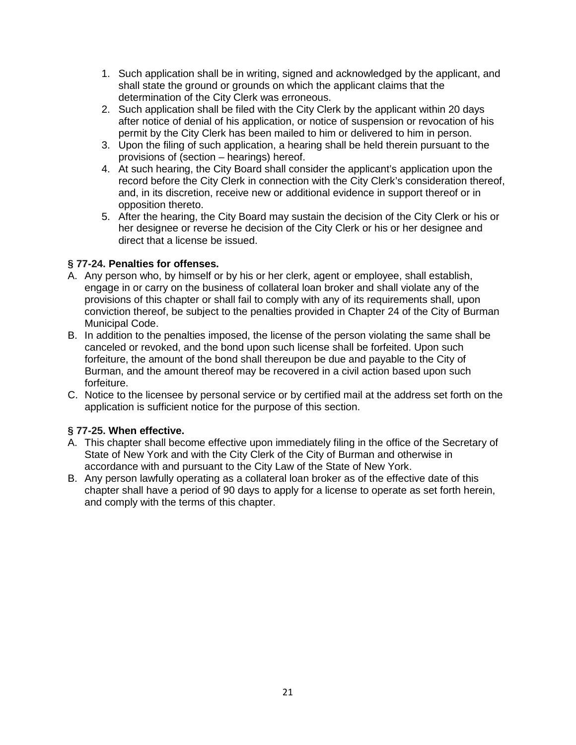1. Such application shall be in writing, signed and acknowledged by the applicant, and shall state the ground or grounds on which the applicant claims that the determination of the City Clerk was erroneous.
2. Such application shall be filed with the City Clerk by the applicant within 20 days after notice of denial of his application, or notice of suspension or revocation of his permit by the City Clerk has been mailed to him or delivered to him in person.
3. Upon the filing of such application, a hearing shall be held therein pursuant to the provisions of (section – hearings) hereof.
4. At such hearing, the City Board shall consider the applicant's application upon the record before the City Clerk in connection with the City Clerk's consideration thereof, and, in its discretion, receive new or additional evidence in support thereof or in opposition thereto.
5. After the hearing, the City Board may sustain the decision of the City Clerk or his or her designee or reverse he decision of the City Clerk or his or her designee and direct that a license be issued.

### § 77-24. Penalties for offenses.

A. Any person who, by himself or by his or her clerk, agent or employee, shall establish, engage in or carry on the business of collateral loan broker and shall violate any of the provisions of this chapter or shall fail to comply with any of its requirements shall, upon conviction thereof, be subject to the penalties provided in Chapter 24 of the City of Burman Municipal Code.

B. In addition to the penalties imposed, the license of the person violating the same shall be canceled or revoked, and the bond upon such license shall be forfeited. Upon such forfeiture, the amount of the bond shall thereupon be due and payable to the City of Burman, and the amount thereof may be recovered in a civil action based upon such forfeiture.

C. Notice to the licensee by personal service or by certified mail at the address set forth on the application is sufficient notice for the purpose of this section.

### § 77-25. When effective.

A. This chapter shall become effective upon immediately filing in the office of the Secretary of State of New York and with the City Clerk of the City of Burman and otherwise in accordance with and pursuant to the City Law of the State of New York.

B. Any person lawfully operating as a collateral loan broker as of the effective date of this chapter shall have a period of 90 days to apply for a license to operate as set forth herein, and comply with the terms of this chapter.